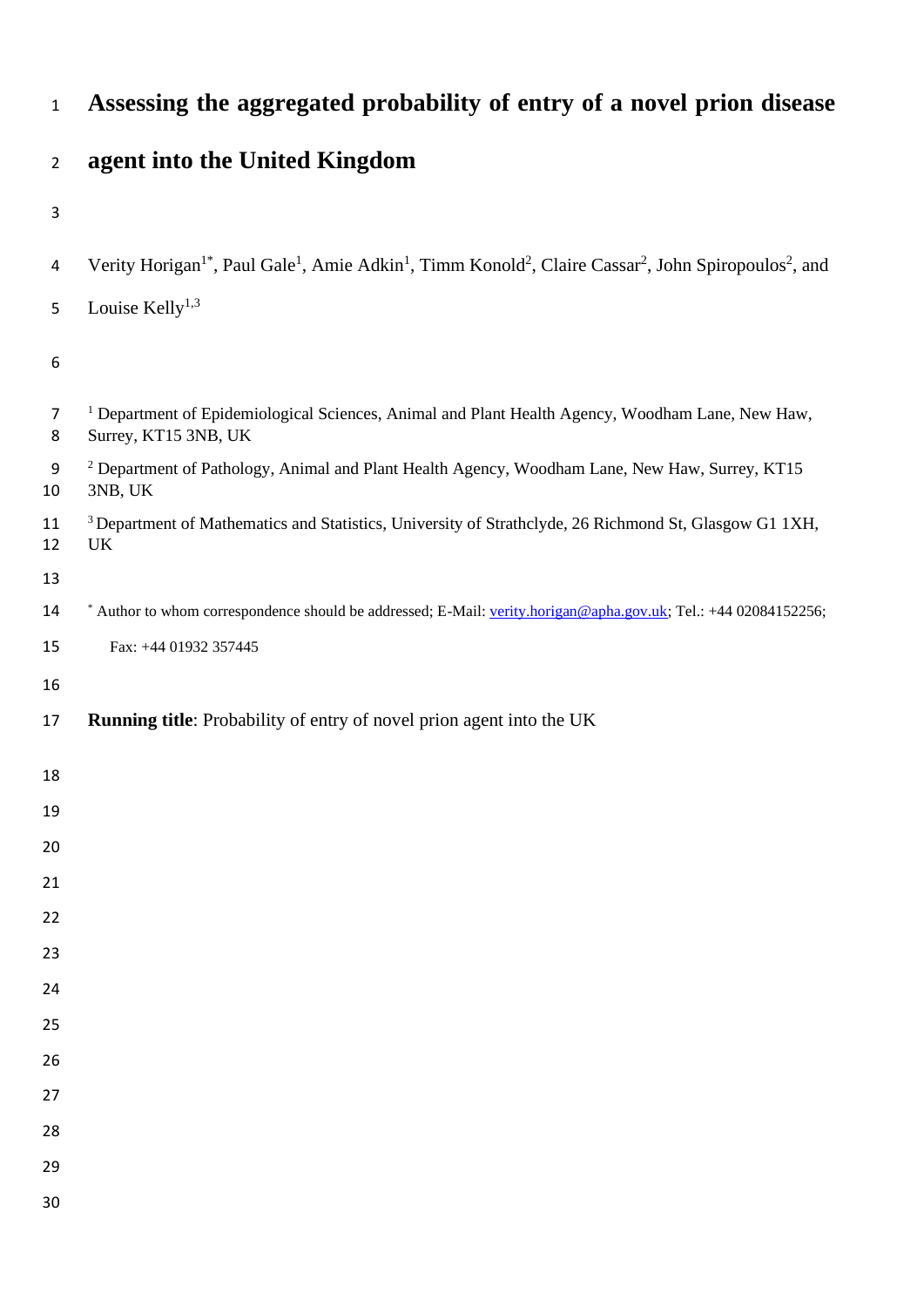# Assessing the aggregated probability of entry of a novel prion disease agent into the United Kingdom

Verity Horigan[1*], Paul Gale[1], Amie Adkin[1], Timm Konold[2], Claire Cassar[2], John Spiropoulos[2], and Louise Kelly[1,3]

[1] Department of Epidemiological Sciences, Animal and Plant Health Agency, Woodham Lane, New Haw, Surrey, KT15 3NB, UK

[2] Department of Pathology, Animal and Plant Health Agency, Woodham Lane, New Haw, Surrey, KT15 3NB, UK

[3] Department of Mathematics and Statistics, University of Strathclyde, 26 Richmond St, Glasgow G1 1XH, UK

[*] Author to whom correspondence should be addressed; E-Mail: verity.horigan@apha.gov.uk; Tel.: +44 02084152256; Fax: +44 01932 357445

**Running title**: Probability of entry of novel prion agent into the UK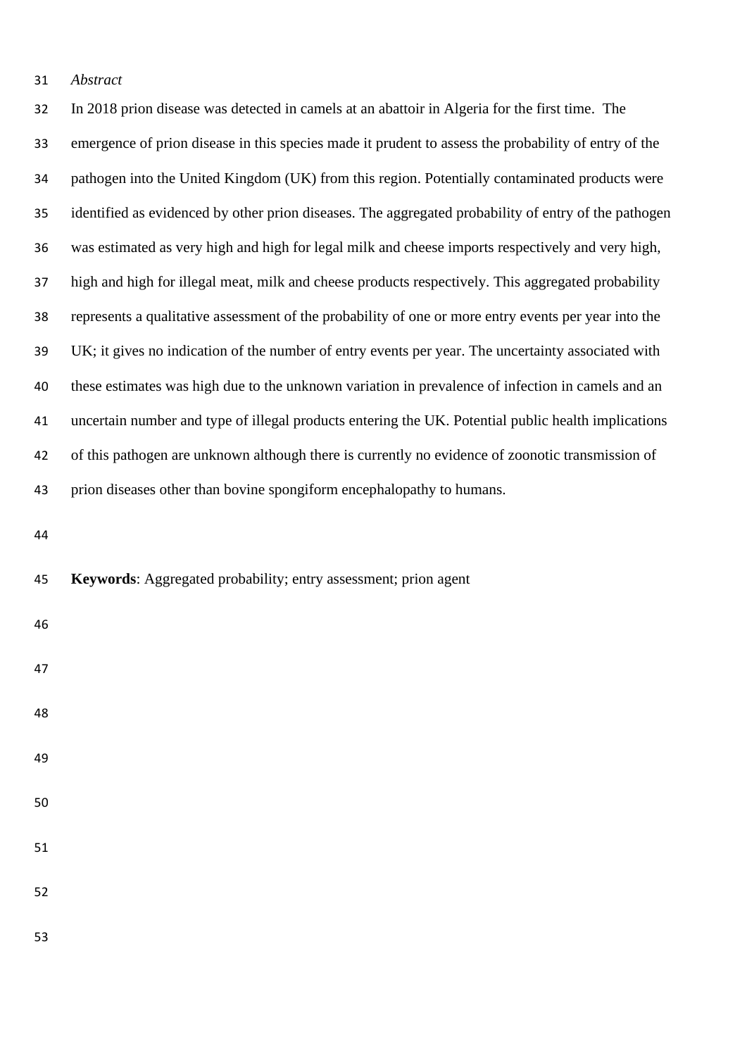*Abstract*

In 2018 prion disease was detected in camels at an abattoir in Algeria for the first time. The emergence of prion disease in this species made it prudent to assess the probability of entry of the pathogen into the United Kingdom (UK) from this region. Potentially contaminated products were identified as evidenced by other prion diseases. The aggregated probability of entry of the pathogen was estimated as very high and high for legal milk and cheese imports respectively and very high, high and high for illegal meat, milk and cheese products respectively. This aggregated probability represents a qualitative assessment of the probability of one or more entry events per year into the UK; it gives no indication of the number of entry events per year. The uncertainty associated with these estimates was high due to the unknown variation in prevalence of infection in camels and an uncertain number and type of illegal products entering the UK. Potential public health implications of this pathogen are unknown although there is currently no evidence of zoonotic transmission of prion diseases other than bovine spongiform encephalopathy to humans.

**Keywords**: Aggregated probability; entry assessment; prion agent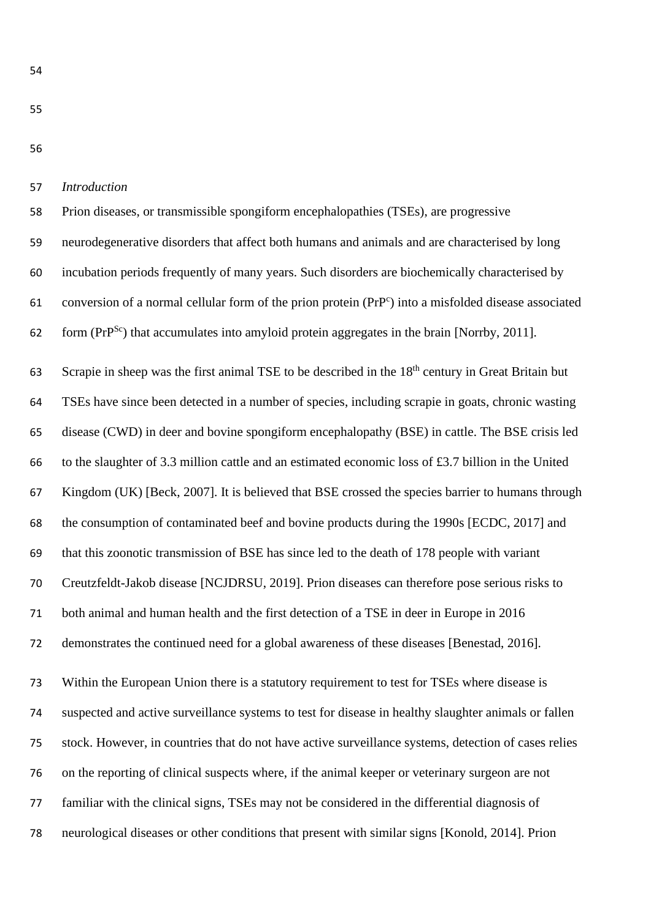*Introduction*

Prion diseases, or transmissible spongiform encephalopathies (TSEs), are progressive neurodegenerative disorders that affect both humans and animals and are characterised by long incubation periods frequently of many years. Such disorders are biochemically characterised by conversion of a normal cellular form of the prion protein ($PrP^c$) into a misfolded disease associated form ($PrP^{Sc}$) that accumulates into amyloid protein aggregates in the brain [Norrby, 2011].

Scrapie in sheep was the first animal TSE to be described in the 18th century in Great Britain but TSEs have since been detected in a number of species, including scrapie in goats, chronic wasting disease (CWD) in deer and bovine spongiform encephalopathy (BSE) in cattle. The BSE crisis led to the slaughter of 3.3 million cattle and an estimated economic loss of £3.7 billion in the United Kingdom (UK) [Beck, 2007]. It is believed that BSE crossed the species barrier to humans through the consumption of contaminated beef and bovine products during the 1990s [ECDC, 2017] and that this zoonotic transmission of BSE has since led to the death of 178 people with variant Creutzfeldt-Jakob disease [NCJDRSU, 2019]. Prion diseases can therefore pose serious risks to both animal and human health and the first detection of a TSE in deer in Europe in 2016 demonstrates the continued need for a global awareness of these diseases [Benestad, 2016].

Within the European Union there is a statutory requirement to test for TSEs where disease is suspected and active surveillance systems to test for disease in healthy slaughter animals or fallen stock. However, in countries that do not have active surveillance systems, detection of cases relies on the reporting of clinical suspects where, if the animal keeper or veterinary surgeon are not familiar with the clinical signs, TSEs may not be considered in the differential diagnosis of neurological diseases or other conditions that present with similar signs [Konold, 2014]. Prion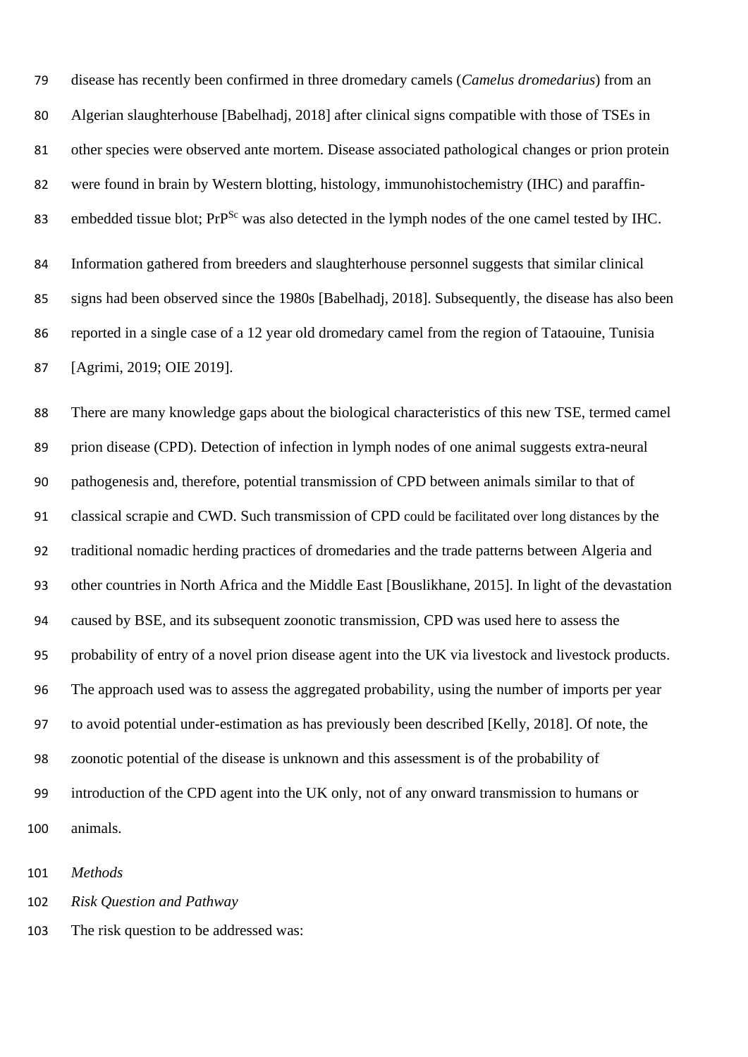disease has recently been confirmed in three dromedary camels (*Camelus dromedarius*) from an Algerian slaughterhouse [Babelhadj, 2018] after clinical signs compatible with those of TSEs in other species were observed ante mortem. Disease associated pathological changes or prion protein were found in brain by Western blotting, histology, immunohistochemistry (IHC) and paraffin-embedded tissue blot; $PrP^{Sc}$ was also detected in the lymph nodes of the one camel tested by IHC.

Information gathered from breeders and slaughterhouse personnel suggests that similar clinical signs had been observed since the 1980s [Babelhadj, 2018]. Subsequently, the disease has also been reported in a single case of a 12 year old dromedary camel from the region of Tataouine, Tunisia [Agrimi, 2019; OIE 2019].

There are many knowledge gaps about the biological characteristics of this new TSE, termed camel prion disease (CPD). Detection of infection in lymph nodes of one animal suggests extra-neural pathogenesis and, therefore, potential transmission of CPD between animals similar to that of classical scrapie and CWD. Such transmission of CPD could be facilitated over long distances by the traditional nomadic herding practices of dromedaries and the trade patterns between Algeria and other countries in North Africa and the Middle East [Bouslikhane, 2015]. In light of the devastation caused by BSE, and its subsequent zoonotic transmission, CPD was used here to assess the probability of entry of a novel prion disease agent into the UK via livestock and livestock products. The approach used was to assess the aggregated probability, using the number of imports per year to avoid potential under-estimation as has previously been described [Kelly, 2018]. Of note, the zoonotic potential of the disease is unknown and this assessment is of the probability of introduction of the CPD agent into the UK only, not of any onward transmission to humans or animals.

## *Methods*

### *Risk Question and Pathway*

The risk question to be addressed was: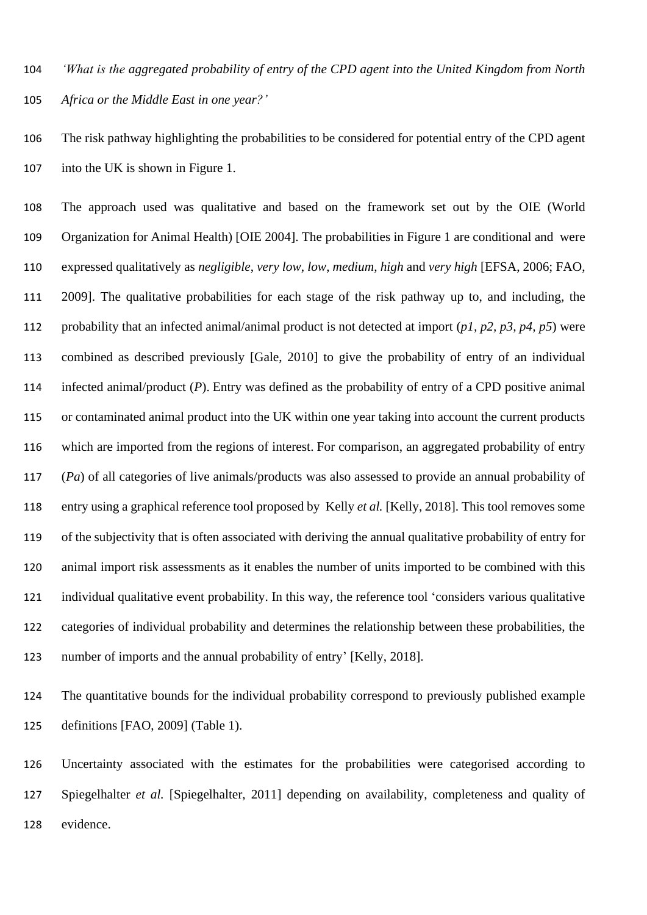*'What is the aggregated probability of entry of the CPD agent into the United Kingdom from North Africa or the Middle East in one year?'*

The risk pathway highlighting the probabilities to be considered for potential entry of the CPD agent into the UK is shown in Figure 1.

The approach used was qualitative and based on the framework set out by the OIE (World Organization for Animal Health) [OIE 2004]. The probabilities in Figure 1 are conditional and were expressed qualitatively as *negligible*, *very low*, *low*, *medium*, *high* and *very high* [EFSA, 2006; FAO, 2009]. The qualitative probabilities for each stage of the risk pathway up to, and including, the probability that an infected animal/animal product is not detected at import (*p1, p2, p3, p4, p5*) were combined as described previously [Gale, 2010] to give the probability of entry of an individual infected animal/product (*P*). Entry was defined as the probability of entry of a CPD positive animal or contaminated animal product into the UK within one year taking into account the current products which are imported from the regions of interest. For comparison, an aggregated probability of entry (*Pa*) of all categories of live animals/products was also assessed to provide an annual probability of entry using a graphical reference tool proposed by Kelly *et al.* [Kelly, 2018]. This tool removes some of the subjectivity that is often associated with deriving the annual qualitative probability of entry for animal import risk assessments as it enables the number of units imported to be combined with this individual qualitative event probability. In this way, the reference tool 'considers various qualitative categories of individual probability and determines the relationship between these probabilities, the number of imports and the annual probability of entry' [Kelly, 2018].

The quantitative bounds for the individual probability correspond to previously published example definitions [FAO, 2009] (Table 1).

Uncertainty associated with the estimates for the probabilities were categorised according to Spiegelhalter *et al.* [Spiegelhalter, 2011] depending on availability, completeness and quality of evidence.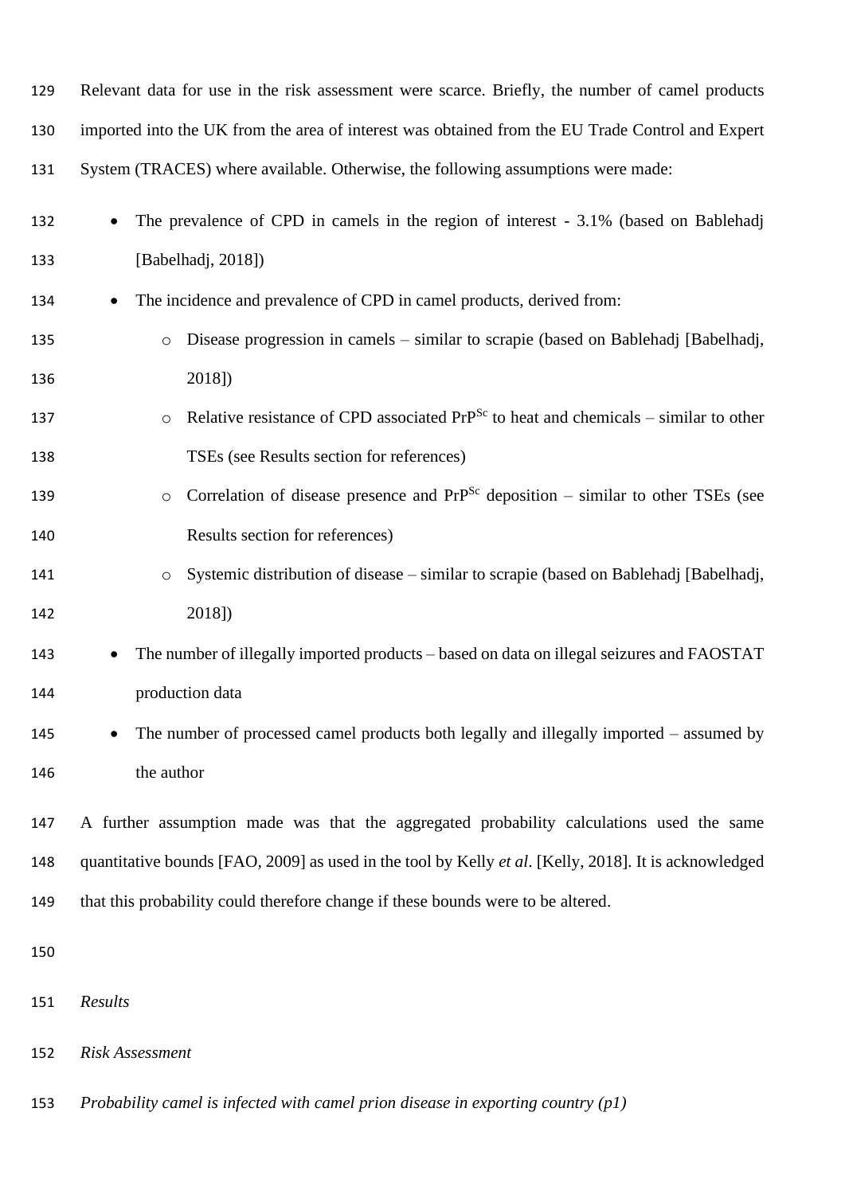Relevant data for use in the risk assessment were scarce. Briefly, the number of camel products imported into the UK from the area of interest was obtained from the EU Trade Control and Expert System (TRACES) where available. Otherwise, the following assumptions were made:

- The prevalence of CPD in camels in the region of interest - 3.1% (based on Bablehadj [Babelhadj, 2018])
- The incidence and prevalence of CPD in camel products, derived from:
    - Disease progression in camels – similar to scrapie (based on Bablehadj [Babelhadj, 2018])
    - Relative resistance of CPD associated $PrP^{Sc}$ to heat and chemicals – similar to other TSEs (see Results section for references)
    - Correlation of disease presence and $PrP^{Sc}$ deposition – similar to other TSEs (see Results section for references)
    - Systemic distribution of disease – similar to scrapie (based on Bablehadj [Babelhadj, 2018])
- The number of illegally imported products – based on data on illegal seizures and FAOSTAT production data
- The number of processed camel products both legally and illegally imported – assumed by the author

A further assumption made was that the aggregated probability calculations used the same quantitative bounds [FAO, 2009] as used in the tool by Kelly *et al*. [Kelly, 2018]. It is acknowledged that this probability could therefore change if these bounds were to be altered.

*Results*

*Risk Assessment*

*Probability camel is infected with camel prion disease in exporting country (p1)*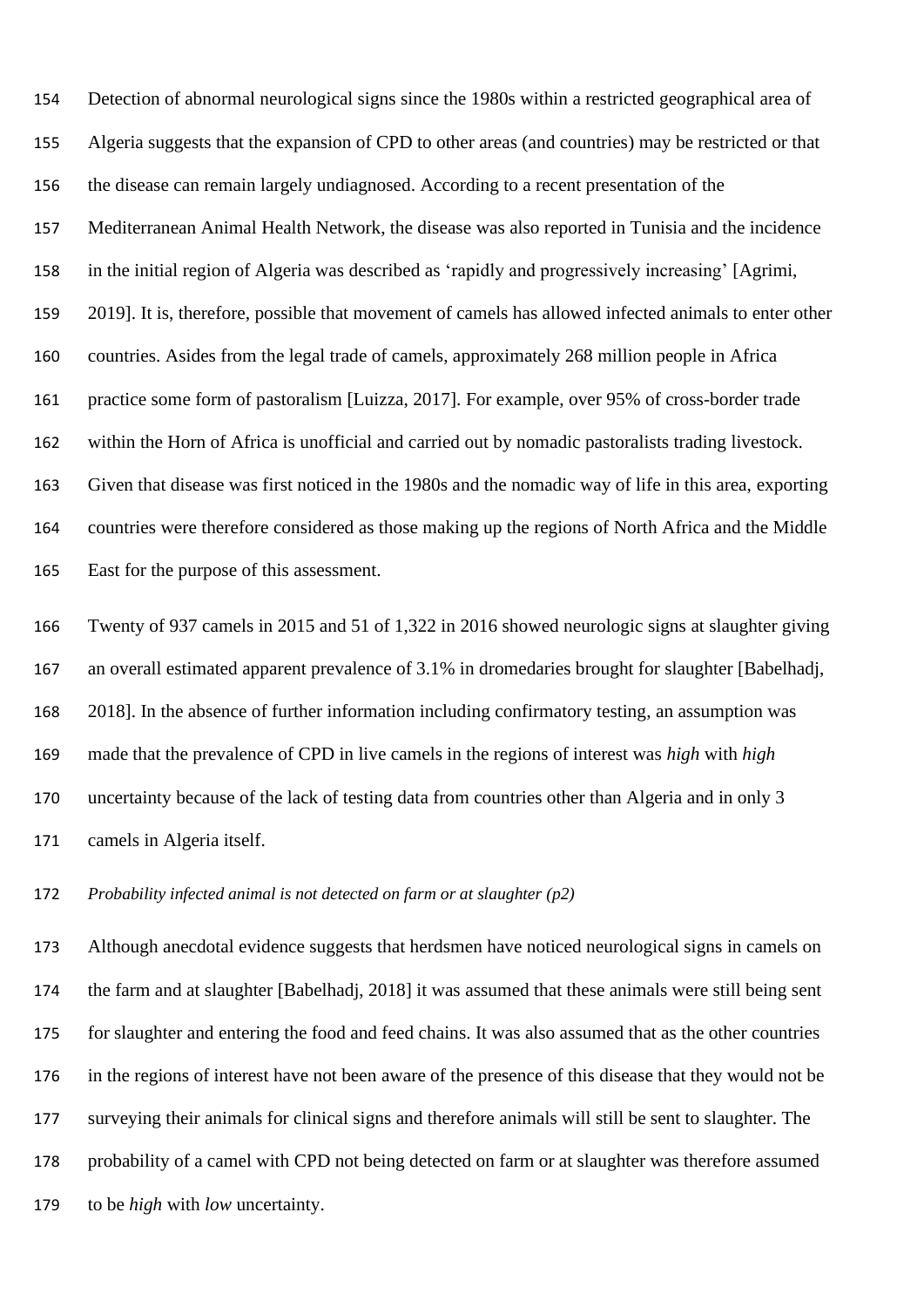Detection of abnormal neurological signs since the 1980s within a restricted geographical area of Algeria suggests that the expansion of CPD to other areas (and countries) may be restricted or that the disease can remain largely undiagnosed. According to a recent presentation of the Mediterranean Animal Health Network, the disease was also reported in Tunisia and the incidence in the initial region of Algeria was described as 'rapidly and progressively increasing' [Agrimi, 2019]. It is, therefore, possible that movement of camels has allowed infected animals to enter other countries. Asides from the legal trade of camels, approximately 268 million people in Africa practice some form of pastoralism [Luizza, 2017]. For example, over 95% of cross-border trade within the Horn of Africa is unofficial and carried out by nomadic pastoralists trading livestock. Given that disease was first noticed in the 1980s and the nomadic way of life in this area, exporting countries were therefore considered as those making up the regions of North Africa and the Middle East for the purpose of this assessment.

Twenty of 937 camels in 2015 and 51 of 1,322 in 2016 showed neurologic signs at slaughter giving an overall estimated apparent prevalence of 3.1% in dromedaries brought for slaughter [Babelhadj, 2018]. In the absence of further information including confirmatory testing, an assumption was made that the prevalence of CPD in live camels in the regions of interest was *high* with *high* uncertainty because of the lack of testing data from countries other than Algeria and in only 3 camels in Algeria itself.

*Probability infected animal is not detected on farm or at slaughter (p2)*

Although anecdotal evidence suggests that herdsmen have noticed neurological signs in camels on the farm and at slaughter [Babelhadj, 2018] it was assumed that these animals were still being sent for slaughter and entering the food and feed chains. It was also assumed that as the other countries in the regions of interest have not been aware of the presence of this disease that they would not be surveying their animals for clinical signs and therefore animals will still be sent to slaughter. The probability of a camel with CPD not being detected on farm or at slaughter was therefore assumed to be *high* with *low* uncertainty.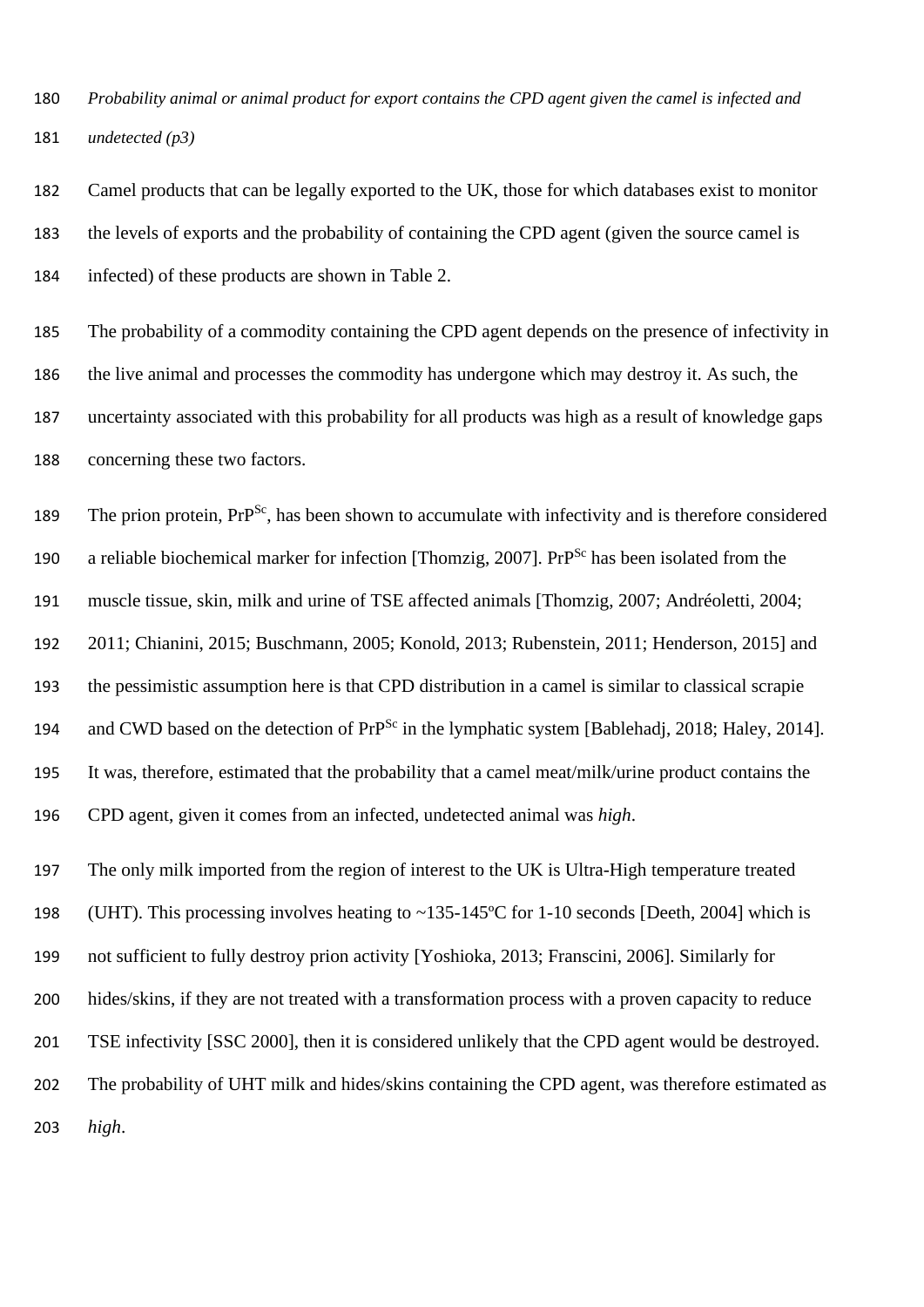*Probability animal or animal product for export contains the CPD agent given the camel is infected and undetected (p3)*

Camel products that can be legally exported to the UK, those for which databases exist to monitor the levels of exports and the probability of containing the CPD agent (given the source camel is infected) of these products are shown in Table 2.

The probability of a commodity containing the CPD agent depends on the presence of infectivity in the live animal and processes the commodity has undergone which may destroy it. As such, the uncertainty associated with this probability for all products was high as a result of knowledge gaps concerning these two factors.

The prion protein, $PrP^{Sc}$, has been shown to accumulate with infectivity and is therefore considered a reliable biochemical marker for infection [Thomzig, 2007]. $PrP^{Sc}$ has been isolated from the muscle tissue, skin, milk and urine of TSE affected animals [Thomzig, 2007; Andréoletti, 2004; 2011; Chianini, 2015; Buschmann, 2005; Konold, 2013; Rubenstein, 2011; Henderson, 2015] and the pessimistic assumption here is that CPD distribution in a camel is similar to classical scrapie and CWD based on the detection of $PrP^{Sc}$ in the lymphatic system [Bablehadj, 2018; Haley, 2014]. It was, therefore, estimated that the probability that a camel meat/milk/urine product contains the CPD agent, given it comes from an infected, undetected animal was *high*.

The only milk imported from the region of interest to the UK is Ultra-High temperature treated (UHT). This processing involves heating to ~135-145ºC for 1-10 seconds [Deeth, 2004] which is not sufficient to fully destroy prion activity [Yoshioka, 2013; Franscini, 2006]. Similarly for hides/skins, if they are not treated with a transformation process with a proven capacity to reduce TSE infectivity [SSC 2000], then it is considered unlikely that the CPD agent would be destroyed. The probability of UHT milk and hides/skins containing the CPD agent, was therefore estimated as *high*.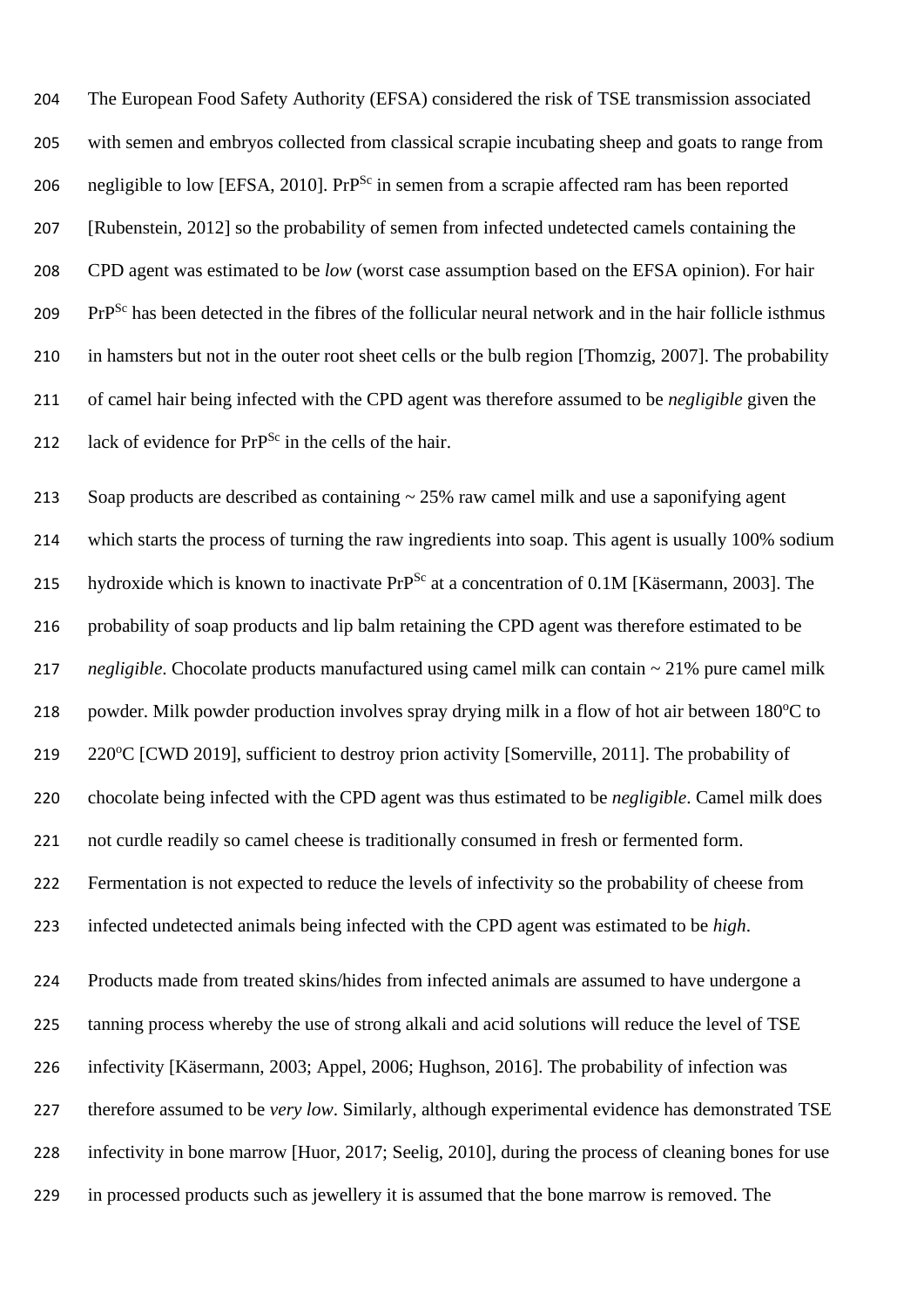The European Food Safety Authority (EFSA) considered the risk of TSE transmission associated with semen and embryos collected from classical scrapie incubating sheep and goats to range from negligible to low [EFSA, 2010]. $PrP^{Sc}$ in semen from a scrapie affected ram has been reported [Rubenstein, 2012] so the probability of semen from infected undetected camels containing the CPD agent was estimated to be *low* (worst case assumption based on the EFSA opinion). For hair $PrP^{Sc}$ has been detected in the fibres of the follicular neural network and in the hair follicle isthmus in hamsters but not in the outer root sheet cells or the bulb region [Thomzig, 2007]. The probability of camel hair being infected with the CPD agent was therefore assumed to be *negligible* given the lack of evidence for $PrP^{Sc}$ in the cells of the hair.

Soap products are described as containing ~ 25% raw camel milk and use a saponifying agent which starts the process of turning the raw ingredients into soap. This agent is usually 100% sodium hydroxide which is known to inactivate $PrP^{Sc}$ at a concentration of 0.1M [Käsermann, 2003]. The probability of soap products and lip balm retaining the CPD agent was therefore estimated to be *negligible*. Chocolate products manufactured using camel milk can contain ~ 21% pure camel milk powder. Milk powder production involves spray drying milk in a flow of hot air between 180°C to 220°C [CWD 2019], sufficient to destroy prion activity [Somerville, 2011]. The probability of chocolate being infected with the CPD agent was thus estimated to be *negligible*. Camel milk does not curdle readily so camel cheese is traditionally consumed in fresh or fermented form. Fermentation is not expected to reduce the levels of infectivity so the probability of cheese from infected undetected animals being infected with the CPD agent was estimated to be *high*.

Products made from treated skins/hides from infected animals are assumed to have undergone a tanning process whereby the use of strong alkali and acid solutions will reduce the level of TSE infectivity [Käsermann, 2003; Appel, 2006; Hughson, 2016]. The probability of infection was therefore assumed to be *very low*. Similarly, although experimental evidence has demonstrated TSE infectivity in bone marrow [Huor, 2017; Seelig, 2010], during the process of cleaning bones for use in processed products such as jewellery it is assumed that the bone marrow is removed. The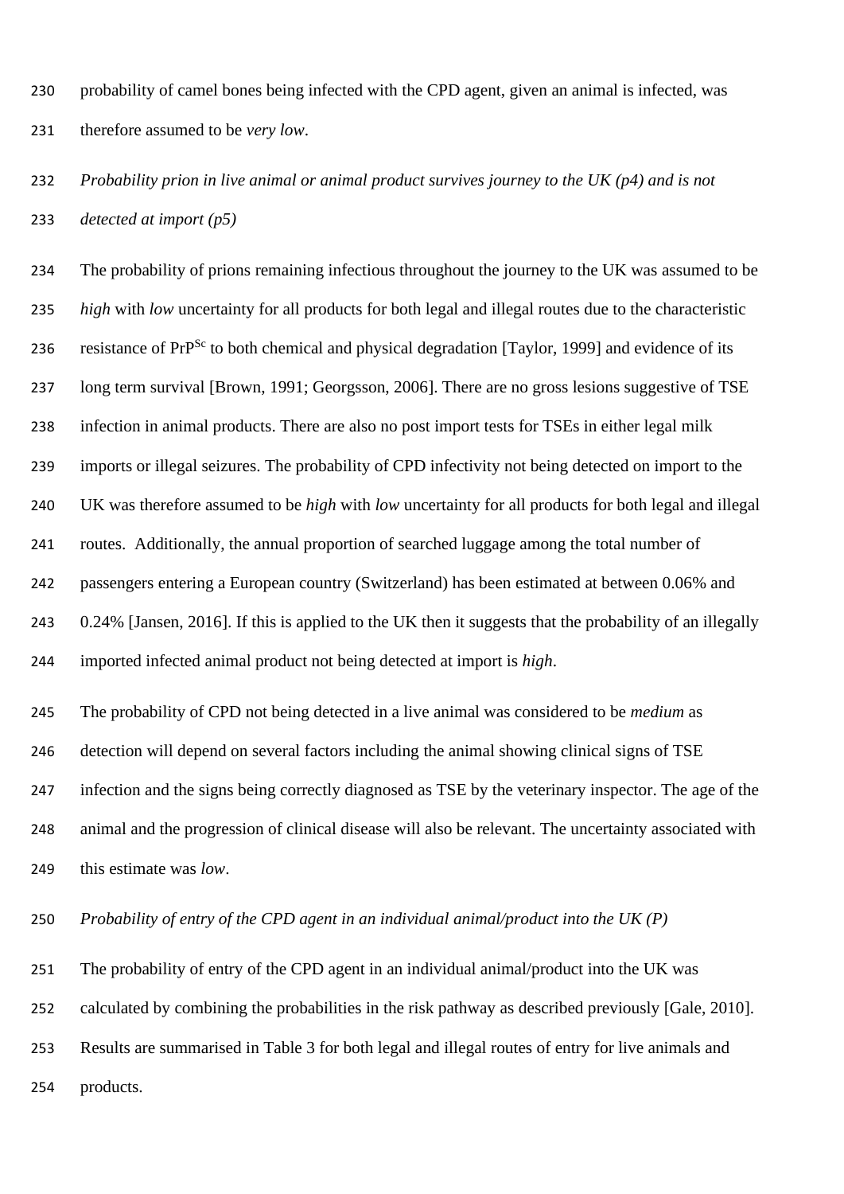probability of camel bones being infected with the CPD agent, given an animal is infected, was therefore assumed to be *very low*.

*Probability prion in live animal or animal product survives journey to the UK (p4) and is not detected at import (p5)*

The probability of prions remaining infectious throughout the journey to the UK was assumed to be *high* with *low* uncertainty for all products for both legal and illegal routes due to the characteristic resistance of $PrP^{Sc}$ to both chemical and physical degradation [Taylor, 1999] and evidence of its long term survival [Brown, 1991; Georgsson, 2006]. There are no gross lesions suggestive of TSE infection in animal products. There are also no post import tests for TSEs in either legal milk imports or illegal seizures. The probability of CPD infectivity not being detected on import to the UK was therefore assumed to be *high* with *low* uncertainty for all products for both legal and illegal routes. Additionally, the annual proportion of searched luggage among the total number of passengers entering a European country (Switzerland) has been estimated at between 0.06% and 0.24% [Jansen, 2016]. If this is applied to the UK then it suggests that the probability of an illegally imported infected animal product not being detected at import is *high*.

The probability of CPD not being detected in a live animal was considered to be *medium* as detection will depend on several factors including the animal showing clinical signs of TSE infection and the signs being correctly diagnosed as TSE by the veterinary inspector. The age of the animal and the progression of clinical disease will also be relevant. The uncertainty associated with this estimate was *low*.

*Probability of entry of the CPD agent in an individual animal/product into the UK (P)*

The probability of entry of the CPD agent in an individual animal/product into the UK was calculated by combining the probabilities in the risk pathway as described previously [Gale, 2010]. Results are summarised in Table 3 for both legal and illegal routes of entry for live animals and products.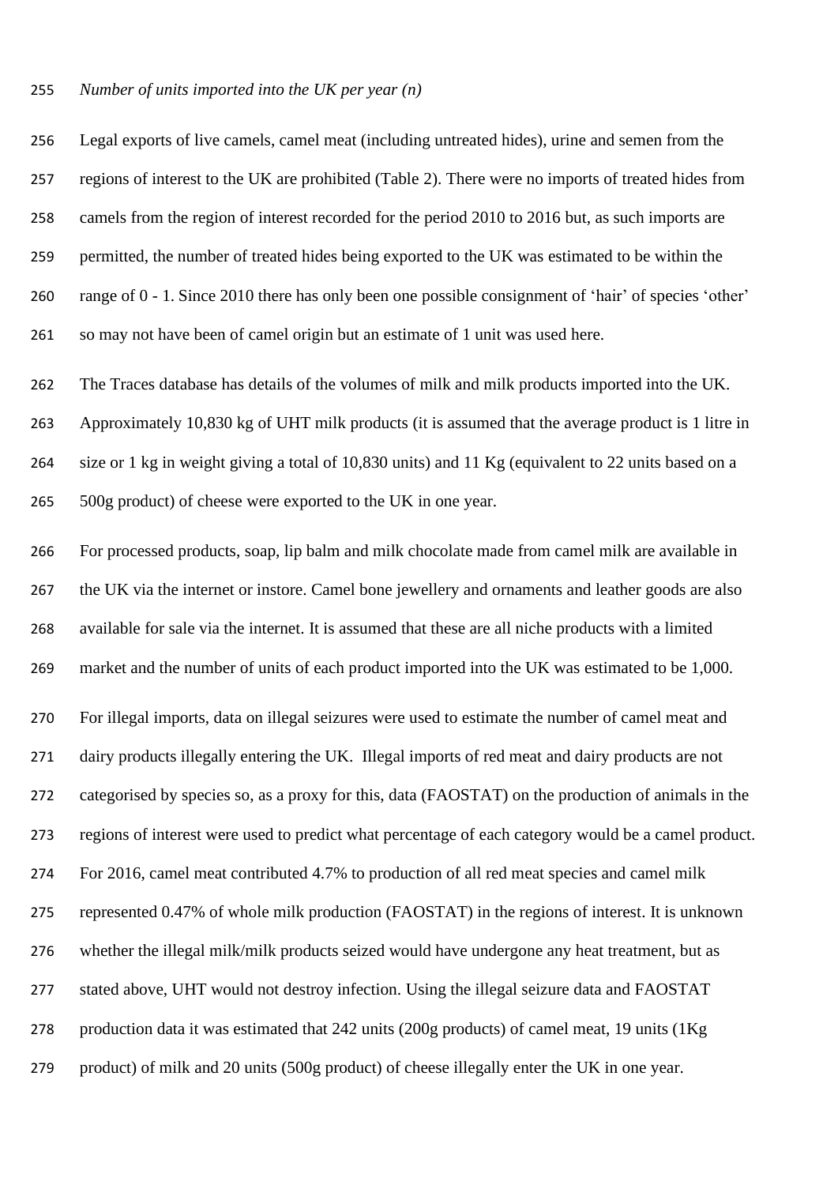*Number of units imported into the UK per year (n)*

Legal exports of live camels, camel meat (including untreated hides), urine and semen from the regions of interest to the UK are prohibited (Table 2). There were no imports of treated hides from camels from the region of interest recorded for the period 2010 to 2016 but, as such imports are permitted, the number of treated hides being exported to the UK was estimated to be within the range of 0 - 1. Since 2010 there has only been one possible consignment of 'hair' of species 'other' so may not have been of camel origin but an estimate of 1 unit was used here.

The Traces database has details of the volumes of milk and milk products imported into the UK. Approximately 10,830 kg of UHT milk products (it is assumed that the average product is 1 litre in size or 1 kg in weight giving a total of 10,830 units) and 11 Kg (equivalent to 22 units based on a 500g product) of cheese were exported to the UK in one year.

For processed products, soap, lip balm and milk chocolate made from camel milk are available in the UK via the internet or instore. Camel bone jewellery and ornaments and leather goods are also available for sale via the internet. It is assumed that these are all niche products with a limited market and the number of units of each product imported into the UK was estimated to be 1,000.

For illegal imports, data on illegal seizures were used to estimate the number of camel meat and dairy products illegally entering the UK. Illegal imports of red meat and dairy products are not categorised by species so, as a proxy for this, data (FAOSTAT) on the production of animals in the regions of interest were used to predict what percentage of each category would be a camel product. For 2016, camel meat contributed 4.7% to production of all red meat species and camel milk represented 0.47% of whole milk production (FAOSTAT) in the regions of interest. It is unknown whether the illegal milk/milk products seized would have undergone any heat treatment, but as stated above, UHT would not destroy infection. Using the illegal seizure data and FAOSTAT production data it was estimated that 242 units (200g products) of camel meat, 19 units (1Kg product) of milk and 20 units (500g product) of cheese illegally enter the UK in one year.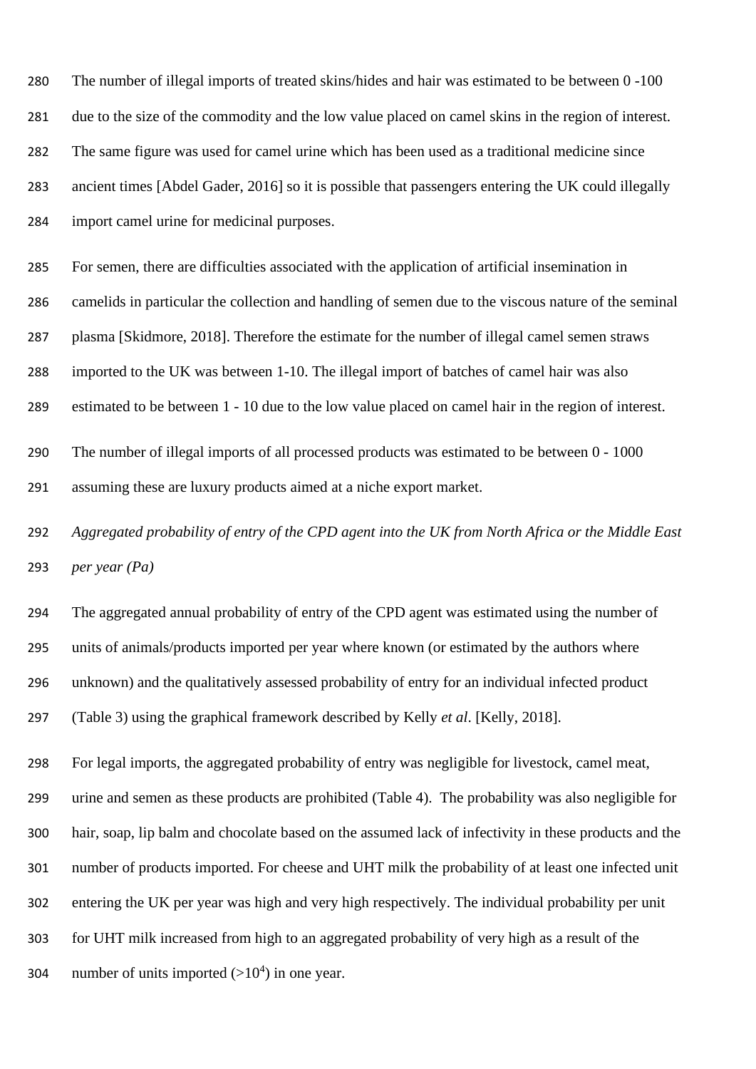The number of illegal imports of treated skins/hides and hair was estimated to be between 0 -100 due to the size of the commodity and the low value placed on camel skins in the region of interest. The same figure was used for camel urine which has been used as a traditional medicine since ancient times [Abdel Gader, 2016] so it is possible that passengers entering the UK could illegally import camel urine for medicinal purposes.

For semen, there are difficulties associated with the application of artificial insemination in camelids in particular the collection and handling of semen due to the viscous nature of the seminal plasma [Skidmore, 2018]. Therefore the estimate for the number of illegal camel semen straws imported to the UK was between 1-10. The illegal import of batches of camel hair was also estimated to be between 1 - 10 due to the low value placed on camel hair in the region of interest.

The number of illegal imports of all processed products was estimated to be between 0 - 1000 assuming these are luxury products aimed at a niche export market.

*Aggregated probability of entry of the CPD agent into the UK from North Africa or the Middle East per year (Pa)*

The aggregated annual probability of entry of the CPD agent was estimated using the number of units of animals/products imported per year where known (or estimated by the authors where unknown) and the qualitatively assessed probability of entry for an individual infected product (Table 3) using the graphical framework described by Kelly *et al*. [Kelly, 2018].

For legal imports, the aggregated probability of entry was negligible for livestock, camel meat, urine and semen as these products are prohibited (Table 4). The probability was also negligible for hair, soap, lip balm and chocolate based on the assumed lack of infectivity in these products and the number of products imported. For cheese and UHT milk the probability of at least one infected unit entering the UK per year was high and very high respectively. The individual probability per unit for UHT milk increased from high to an aggregated probability of very high as a result of the number of units imported ($>10^4$) in one year.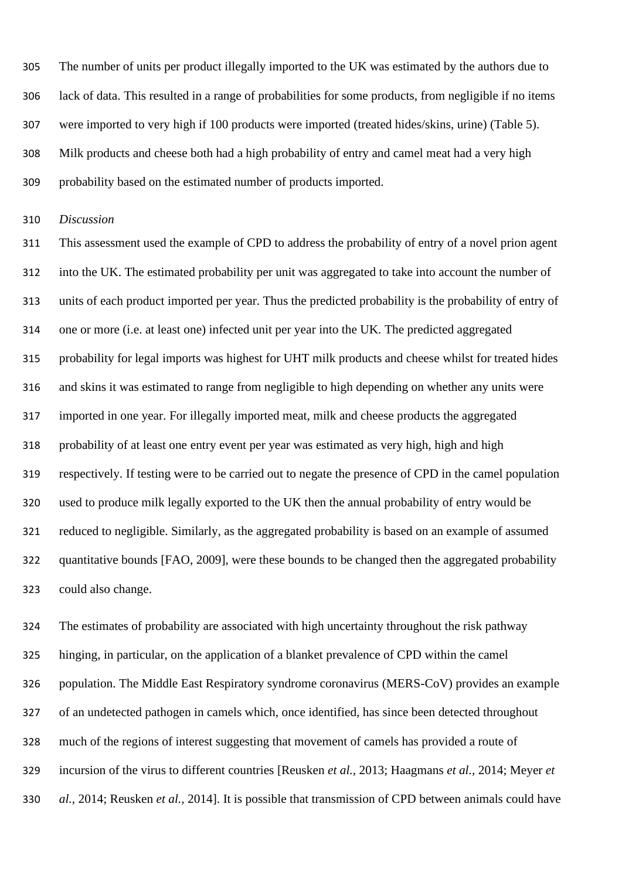The number of units per product illegally imported to the UK was estimated by the authors due to lack of data. This resulted in a range of probabilities for some products, from negligible if no items were imported to very high if 100 products were imported (treated hides/skins, urine) (Table 5). Milk products and cheese both had a high probability of entry and camel meat had a very high probability based on the estimated number of products imported.

## *Discussion*

This assessment used the example of CPD to address the probability of entry of a novel prion agent into the UK. The estimated probability per unit was aggregated to take into account the number of units of each product imported per year. Thus the predicted probability is the probability of entry of one or more (i.e. at least one) infected unit per year into the UK. The predicted aggregated probability for legal imports was highest for UHT milk products and cheese whilst for treated hides and skins it was estimated to range from negligible to high depending on whether any units were imported in one year. For illegally imported meat, milk and cheese products the aggregated probability of at least one entry event per year was estimated as very high, high and high respectively. If testing were to be carried out to negate the presence of CPD in the camel population used to produce milk legally exported to the UK then the annual probability of entry would be reduced to negligible. Similarly, as the aggregated probability is based on an example of assumed quantitative bounds [FAO, 2009], were these bounds to be changed then the aggregated probability could also change.

The estimates of probability are associated with high uncertainty throughout the risk pathway hinging, in particular, on the application of a blanket prevalence of CPD within the camel population. The Middle East Respiratory syndrome coronavirus (MERS-CoV) provides an example of an undetected pathogen in camels which, once identified, has since been detected throughout much of the regions of interest suggesting that movement of camels has provided a route of incursion of the virus to different countries [Reusken *et al.*, 2013; Haagmans *et al.*, 2014; Meyer *et al.*, 2014; Reusken *et al.*, 2014]. It is possible that transmission of CPD between animals could have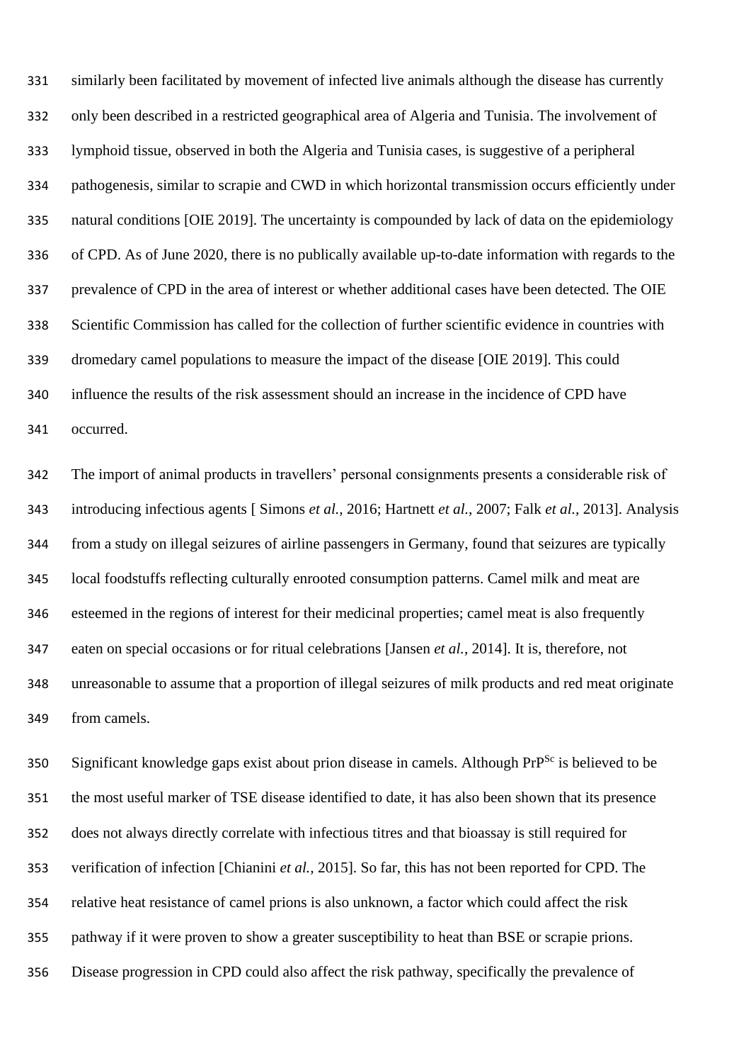similarly been facilitated by movement of infected live animals although the disease has currently only been described in a restricted geographical area of Algeria and Tunisia. The involvement of lymphoid tissue, observed in both the Algeria and Tunisia cases, is suggestive of a peripheral pathogenesis, similar to scrapie and CWD in which horizontal transmission occurs efficiently under natural conditions [OIE 2019]. The uncertainty is compounded by lack of data on the epidemiology of CPD. As of June 2020, there is no publically available up-to-date information with regards to the prevalence of CPD in the area of interest or whether additional cases have been detected. The OIE Scientific Commission has called for the collection of further scientific evidence in countries with dromedary camel populations to measure the impact of the disease [OIE 2019]. This could influence the results of the risk assessment should an increase in the incidence of CPD have occurred.

The import of animal products in travellers' personal consignments presents a considerable risk of introducing infectious agents [ Simons *et al.,* 2016; Hartnett *et al.,* 2007; Falk *et al.,* 2013]. Analysis from a study on illegal seizures of airline passengers in Germany, found that seizures are typically local foodstuffs reflecting culturally enrooted consumption patterns. Camel milk and meat are esteemed in the regions of interest for their medicinal properties; camel meat is also frequently eaten on special occasions or for ritual celebrations [Jansen *et al.,* 2014]. It is, therefore, not unreasonable to assume that a proportion of illegal seizures of milk products and red meat originate from camels.

Significant knowledge gaps exist about prion disease in camels. Although $PrP^{Sc}$ is believed to be the most useful marker of TSE disease identified to date, it has also been shown that its presence does not always directly correlate with infectious titres and that bioassay is still required for verification of infection [Chianini *et al.,* 2015]. So far, this has not been reported for CPD. The relative heat resistance of camel prions is also unknown, a factor which could affect the risk pathway if it were proven to show a greater susceptibility to heat than BSE or scrapie prions. Disease progression in CPD could also affect the risk pathway, specifically the prevalence of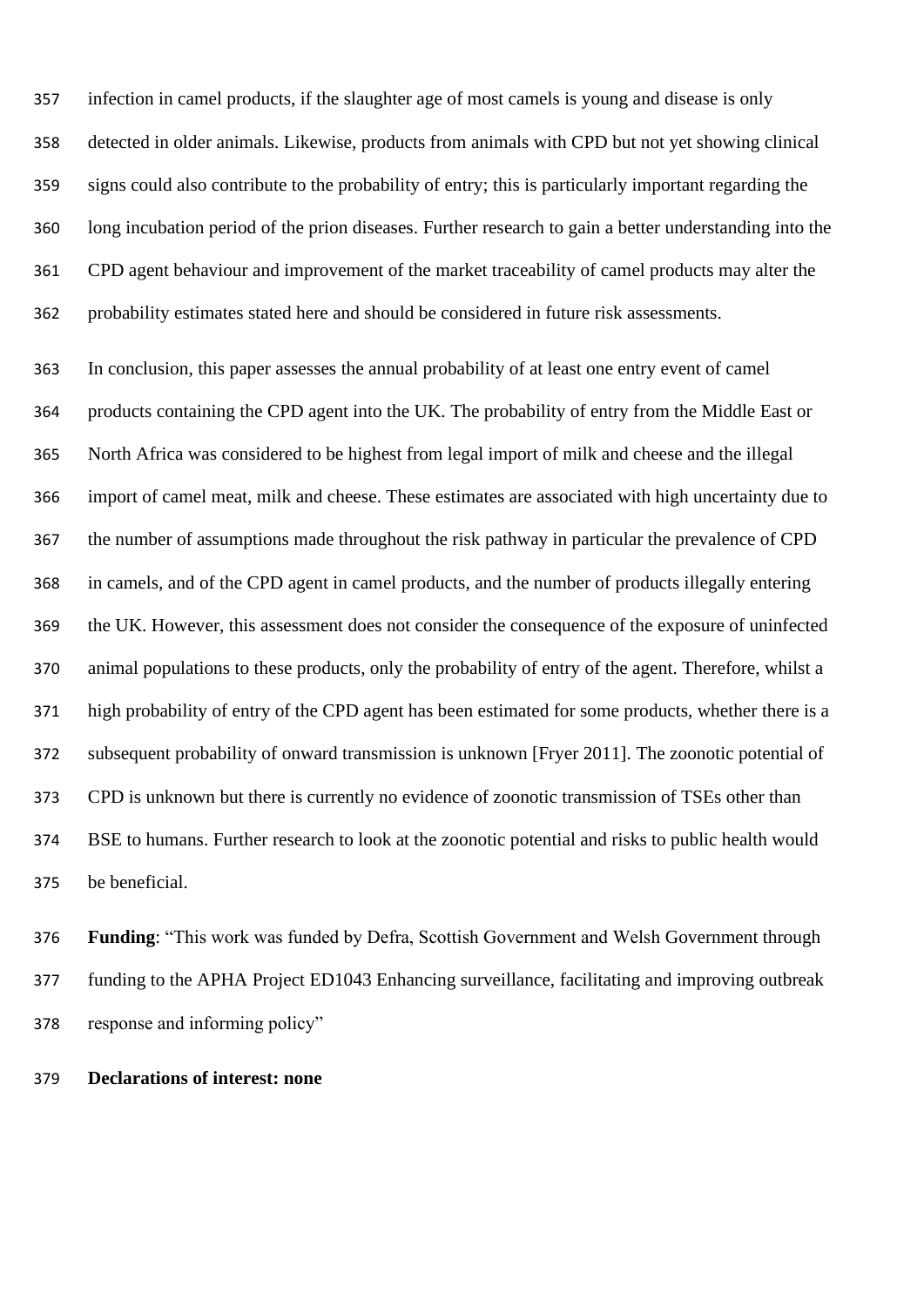infection in camel products, if the slaughter age of most camels is young and disease is only detected in older animals. Likewise, products from animals with CPD but not yet showing clinical signs could also contribute to the probability of entry; this is particularly important regarding the long incubation period of the prion diseases. Further research to gain a better understanding into the CPD agent behaviour and improvement of the market traceability of camel products may alter the probability estimates stated here and should be considered in future risk assessments.

In conclusion, this paper assesses the annual probability of at least one entry event of camel products containing the CPD agent into the UK. The probability of entry from the Middle East or North Africa was considered to be highest from legal import of milk and cheese and the illegal import of camel meat, milk and cheese. These estimates are associated with high uncertainty due to the number of assumptions made throughout the risk pathway in particular the prevalence of CPD in camels, and of the CPD agent in camel products, and the number of products illegally entering the UK. However, this assessment does not consider the consequence of the exposure of uninfected animal populations to these products, only the probability of entry of the agent. Therefore, whilst a high probability of entry of the CPD agent has been estimated for some products, whether there is a subsequent probability of onward transmission is unknown [Fryer 2011]. The zoonotic potential of CPD is unknown but there is currently no evidence of zoonotic transmission of TSEs other than BSE to humans. Further research to look at the zoonotic potential and risks to public health would be beneficial.

**Funding**: "This work was funded by Defra, Scottish Government and Welsh Government through funding to the APHA Project ED1043 Enhancing surveillance, facilitating and improving outbreak response and informing policy"

**Declarations of interest: none**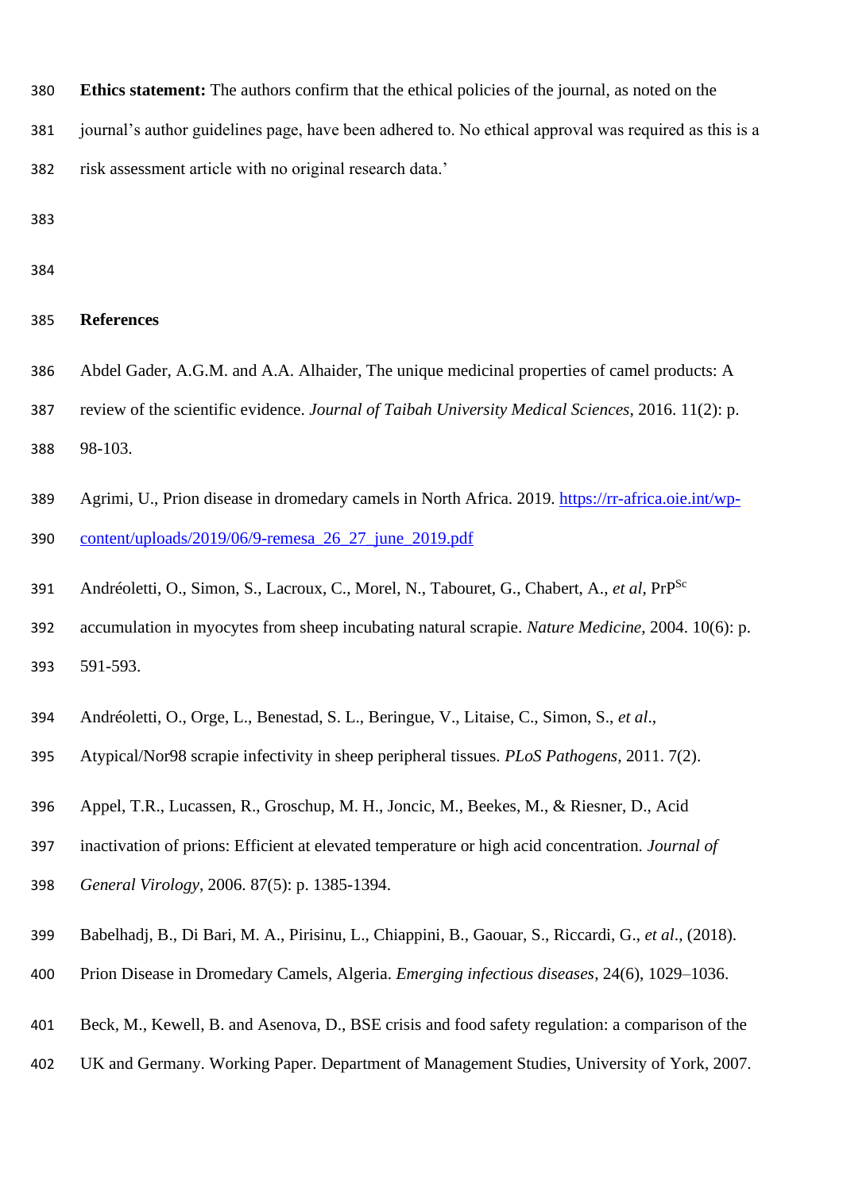**Ethics statement:** The authors confirm that the ethical policies of the journal, as noted on the journal's author guidelines page, have been adhered to. No ethical approval was required as this is a risk assessment article with no original research data.'

## References

Abdel Gader, A.G.M. and A.A. Alhaider, The unique medicinal properties of camel products: A review of the scientific evidence. *Journal of Taibah University Medical Sciences*, 2016. 11(2): p. 98-103.

Agrimi, U., Prion disease in dromedary camels in North Africa. 2019. https://rr-africa.oie.int/wp-content/uploads/2019/06/9-remesa_26_27_june_2019.pdf

Andréoletti, O., Simon, S., Lacroux, C., Morel, N., Tabouret, G., Chabert, A., *et al*, $PrP^{Sc}$ accumulation in myocytes from sheep incubating natural scrapie. *Nature Medicine*, 2004. 10(6): p. 591-593.

Andréoletti, O., Orge, L., Benestad, S. L., Beringue, V., Litaise, C., Simon, S., *et al*., Atypical/Nor98 scrapie infectivity in sheep peripheral tissues. *PLoS Pathogens*, 2011. 7(2).

Appel, T.R., Lucassen, R., Groschup, M. H., Joncic, M., Beekes, M., & Riesner, D., Acid inactivation of prions: Efficient at elevated temperature or high acid concentration. *Journal of General Virology*, 2006. 87(5): p. 1385-1394.

Babelhadj, B., Di Bari, M. A., Pirisinu, L., Chiappini, B., Gaouar, S., Riccardi, G., *et al*., (2018). Prion Disease in Dromedary Camels, Algeria. *Emerging infectious diseases*, 24(6), 1029–1036.

Beck, M., Kewell, B. and Asenova, D., BSE crisis and food safety regulation: a comparison of the UK and Germany. Working Paper. Department of Management Studies, University of York, 2007.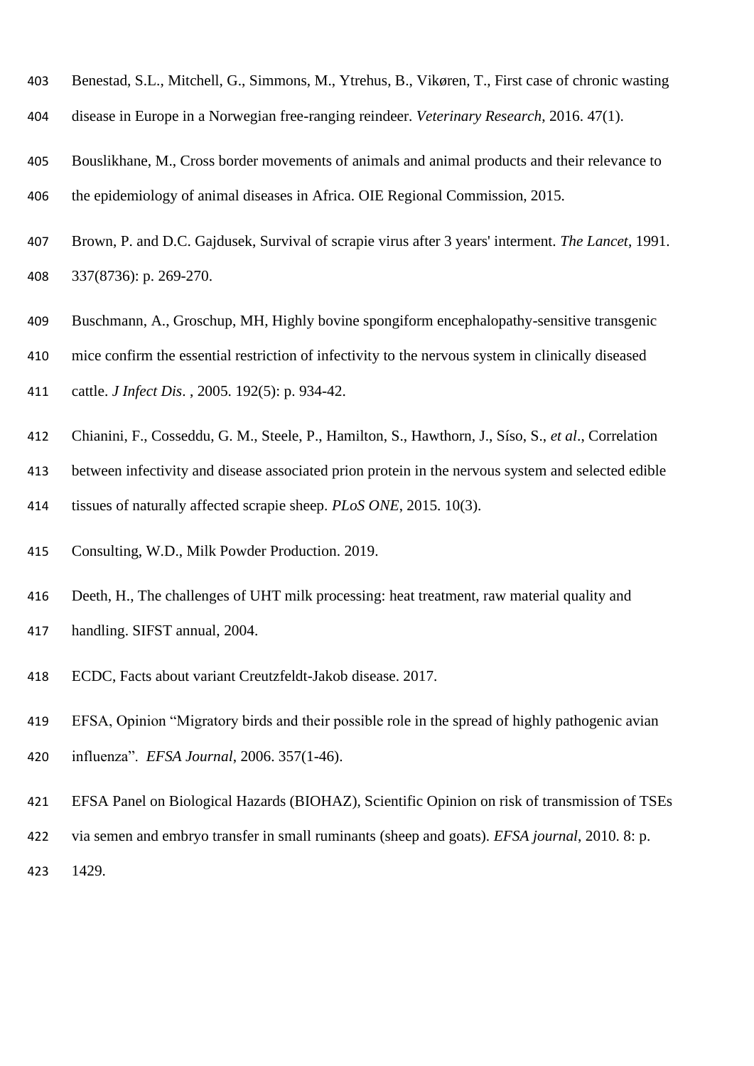Benestad, S.L., Mitchell, G., Simmons, M., Ytrehus, B., Vikøren, T., First case of chronic wasting disease in Europe in a Norwegian free-ranging reindeer. *Veterinary Research*, 2016. 47(1).

Bouslikhane, M., Cross border movements of animals and animal products and their relevance to the epidemiology of animal diseases in Africa. OIE Regional Commission, 2015.

Brown, P. and D.C. Gajdusek, Survival of scrapie virus after 3 years' interment. *The Lancet*, 1991. 337(8736): p. 269-270.

Buschmann, A., Groschup, MH, Highly bovine spongiform encephalopathy-sensitive transgenic mice confirm the essential restriction of infectivity to the nervous system in clinically diseased cattle. *J Infect Dis*. , 2005. 192(5): p. 934-42.

Chianini, F., Cosseddu, G. M., Steele, P., Hamilton, S., Hawthorn, J., Síso, S., *et al*., Correlation between infectivity and disease associated prion protein in the nervous system and selected edible tissues of naturally affected scrapie sheep. *PLoS ONE*, 2015. 10(3).

Consulting, W.D., Milk Powder Production. 2019.

Deeth, H., The challenges of UHT milk processing: heat treatment, raw material quality and handling. SIFST annual, 2004.

ECDC, Facts about variant Creutzfeldt-Jakob disease. 2017.

EFSA, Opinion "Migratory birds and their possible role in the spread of highly pathogenic avian influenza". *EFSA Journal*, 2006. 357(1-46).

EFSA Panel on Biological Hazards (BIOHAZ), Scientific Opinion on risk of transmission of TSEs via semen and embryo transfer in small ruminants (sheep and goats). *EFSA journal*, 2010. 8: p. 1429.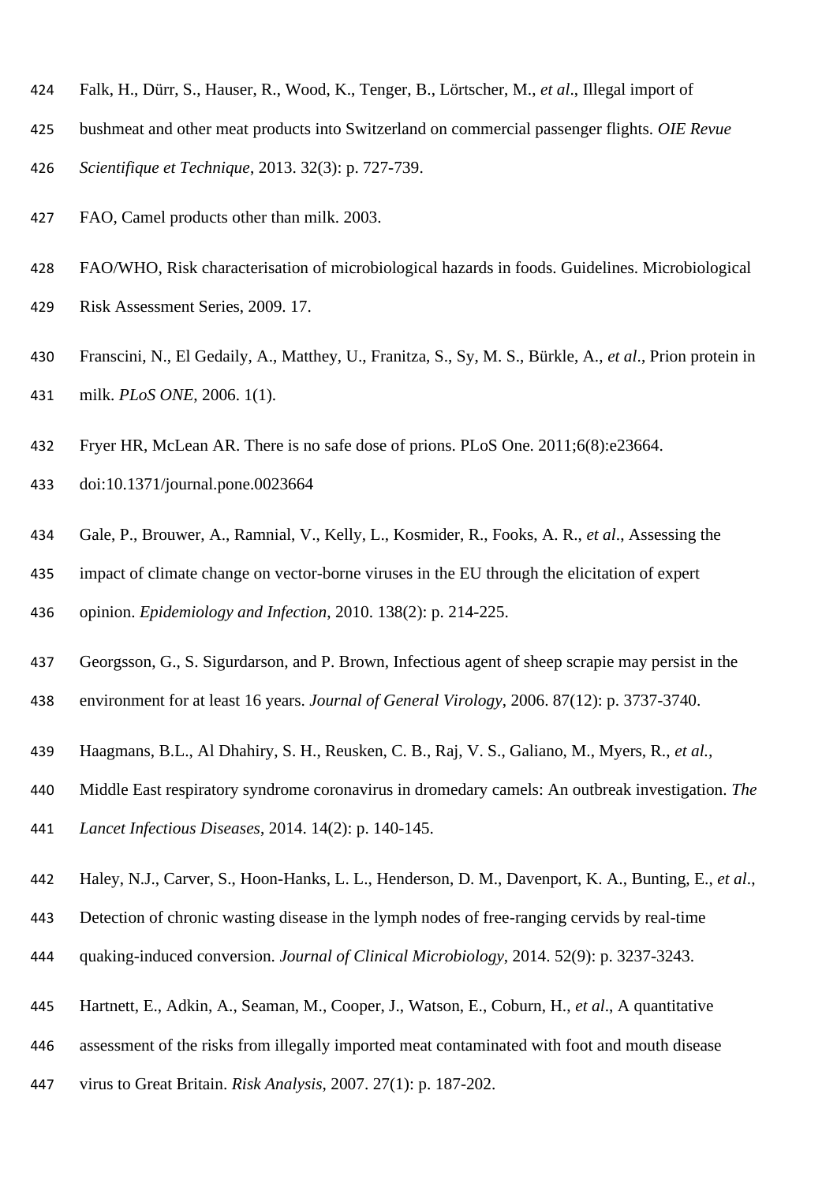Falk, H., Dürr, S., Hauser, R., Wood, K., Tenger, B., Lörtscher, M., *et al*., Illegal import of bushmeat and other meat products into Switzerland on commercial passenger flights. *OIE Revue Scientifique et Technique*, 2013. 32(3): p. 727-739.

FAO, Camel products other than milk. 2003.

FAO/WHO, Risk characterisation of microbiological hazards in foods. Guidelines. Microbiological Risk Assessment Series, 2009. 17.

Franscini, N., El Gedaily, A., Matthey, U., Franitza, S., Sy, M. S., Bürkle, A., *et al*., Prion protein in milk. *PLoS ONE*, 2006. 1(1).

Fryer HR, McLean AR. There is no safe dose of prions. PLoS One. 2011;6(8):e23664. doi:10.1371/journal.pone.0023664

Gale, P., Brouwer, A., Ramnial, V., Kelly, L., Kosmider, R., Fooks, A. R., *et al*., Assessing the impact of climate change on vector-borne viruses in the EU through the elicitation of expert opinion. *Epidemiology and Infection*, 2010. 138(2): p. 214-225.

Georgsson, G., S. Sigurdarson, and P. Brown, Infectious agent of sheep scrapie may persist in the environment for at least 16 years. *Journal of General Virology*, 2006. 87(12): p. 3737-3740.

Haagmans, B.L., Al Dhahiry, S. H., Reusken, C. B., Raj, V. S., Galiano, M., Myers, R., *et al.*, Middle East respiratory syndrome coronavirus in dromedary camels: An outbreak investigation. *The Lancet Infectious Diseases*, 2014. 14(2): p. 140-145.

Haley, N.J., Carver, S., Hoon-Hanks, L. L., Henderson, D. M., Davenport, K. A., Bunting, E., *et al*., Detection of chronic wasting disease in the lymph nodes of free-ranging cervids by real-time quaking-induced conversion. *Journal of Clinical Microbiology*, 2014. 52(9): p. 3237-3243.

Hartnett, E., Adkin, A., Seaman, M., Cooper, J., Watson, E., Coburn, H., *et al*., A quantitative assessment of the risks from illegally imported meat contaminated with foot and mouth disease virus to Great Britain. *Risk Analysis*, 2007. 27(1): p. 187-202.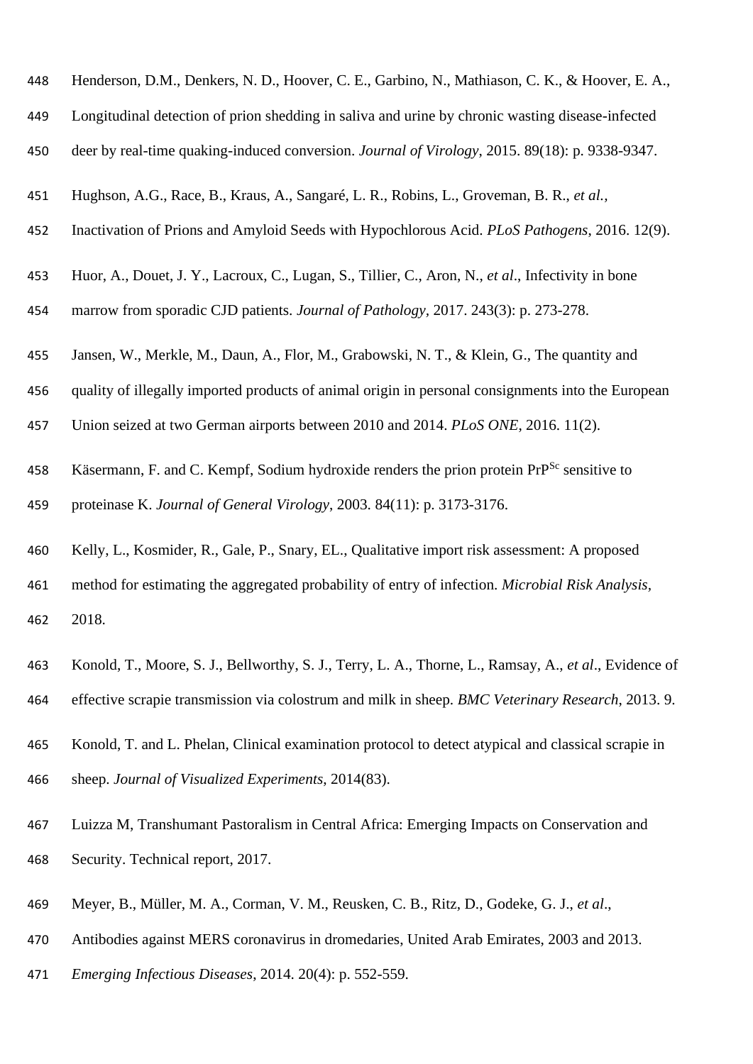Henderson, D.M., Denkers, N. D., Hoover, C. E., Garbino, N., Mathiason, C. K., & Hoover, E. A., Longitudinal detection of prion shedding in saliva and urine by chronic wasting disease-infected deer by real-time quaking-induced conversion. *Journal of Virology*, 2015. 89(18): p. 9338-9347.

Hughson, A.G., Race, B., Kraus, A., Sangaré, L. R., Robins, L., Groveman, B. R., *et al.*, Inactivation of Prions and Amyloid Seeds with Hypochlorous Acid. *PLoS Pathogens*, 2016. 12(9).

Huor, A., Douet, J. Y., Lacroux, C., Lugan, S., Tillier, C., Aron, N., *et al*., Infectivity in bone marrow from sporadic CJD patients. *Journal of Pathology*, 2017. 243(3): p. 273-278.

Jansen, W., Merkle, M., Daun, A., Flor, M., Grabowski, N. T., & Klein, G., The quantity and quality of illegally imported products of animal origin in personal consignments into the European Union seized at two German airports between 2010 and 2014. *PLoS ONE*, 2016. 11(2).

Käsermann, F. and C. Kempf, Sodium hydroxide renders the prion protein $PrP^{Sc}$ sensitive to proteinase K. *Journal of General Virology*, 2003. 84(11): p. 3173-3176.

Kelly, L., Kosmider, R., Gale, P., Snary, EL., Qualitative import risk assessment: A proposed method for estimating the aggregated probability of entry of infection. *Microbial Risk Analysis*, 2018.

Konold, T., Moore, S. J., Bellworthy, S. J., Terry, L. A., Thorne, L., Ramsay, A., *et al*., Evidence of effective scrapie transmission via colostrum and milk in sheep. *BMC Veterinary Research*, 2013. 9.

Konold, T. and L. Phelan, Clinical examination protocol to detect atypical and classical scrapie in sheep. *Journal of Visualized Experiments*, 2014(83).

Luizza M, Transhumant Pastoralism in Central Africa: Emerging Impacts on Conservation and Security. Technical report, 2017.

Meyer, B., Müller, M. A., Corman, V. M., Reusken, C. B., Ritz, D., Godeke, G. J., *et al*., Antibodies against MERS coronavirus in dromedaries, United Arab Emirates, 2003 and 2013. *Emerging Infectious Diseases*, 2014. 20(4): p. 552-559.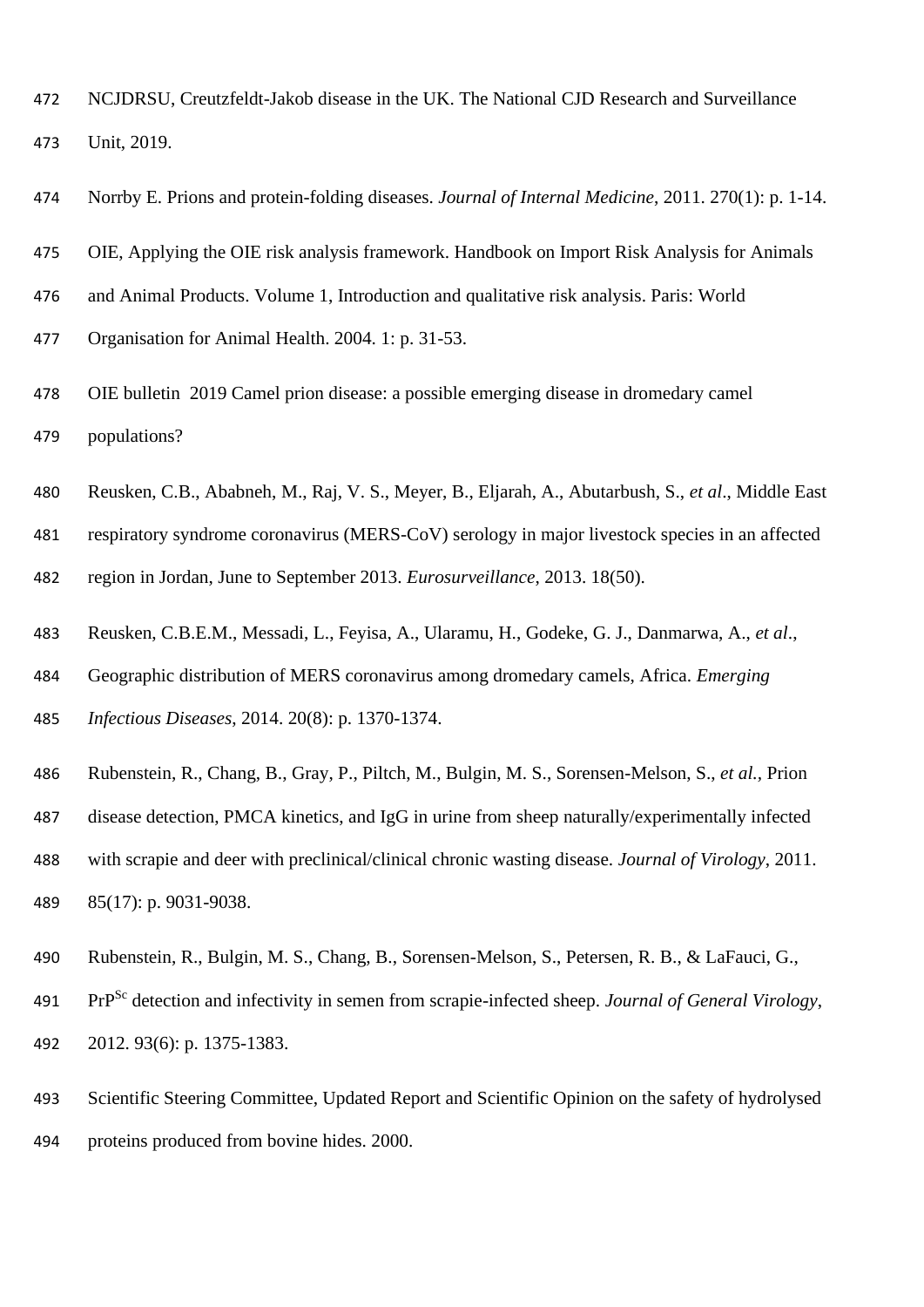NCJDRSU, Creutzfeldt-Jakob disease in the UK. The National CJD Research and Surveillance Unit, 2019.

Norrby E. Prions and protein-folding diseases. *Journal of Internal Medicine*, 2011. 270(1): p. 1-14.

OIE, Applying the OIE risk analysis framework. Handbook on Import Risk Analysis for Animals and Animal Products. Volume 1, Introduction and qualitative risk analysis. Paris: World Organisation for Animal Health. 2004. 1: p. 31-53.

OIE bulletin 2019 Camel prion disease: a possible emerging disease in dromedary camel populations?

Reusken, C.B., Ababneh, M., Raj, V. S., Meyer, B., Eljarah, A., Abutarbush, S., *et al*., Middle East respiratory syndrome coronavirus (MERS-CoV) serology in major livestock species in an affected region in Jordan, June to September 2013. *Eurosurveillance*, 2013. 18(50).

Reusken, C.B.E.M., Messadi, L., Feyisa, A., Ularamu, H., Godeke, G. J., Danmarwa, A., *et al*., Geographic distribution of MERS coronavirus among dromedary camels, Africa. *Emerging Infectious Diseases*, 2014. 20(8): p. 1370-1374.

Rubenstein, R., Chang, B., Gray, P., Piltch, M., Bulgin, M. S., Sorensen-Melson, S., *et al.*, Prion disease detection, PMCA kinetics, and IgG in urine from sheep naturally/experimentally infected with scrapie and deer with preclinical/clinical chronic wasting disease. *Journal of Virology*, 2011. 85(17): p. 9031-9038.

Rubenstein, R., Bulgin, M. S., Chang, B., Sorensen-Melson, S., Petersen, R. B., & LaFauci, G., $PrP^{Sc}$ detection and infectivity in semen from scrapie-infected sheep. *Journal of General Virology*, 2012. 93(6): p. 1375-1383.

Scientific Steering Committee, Updated Report and Scientific Opinion on the safety of hydrolysed proteins produced from bovine hides. 2000.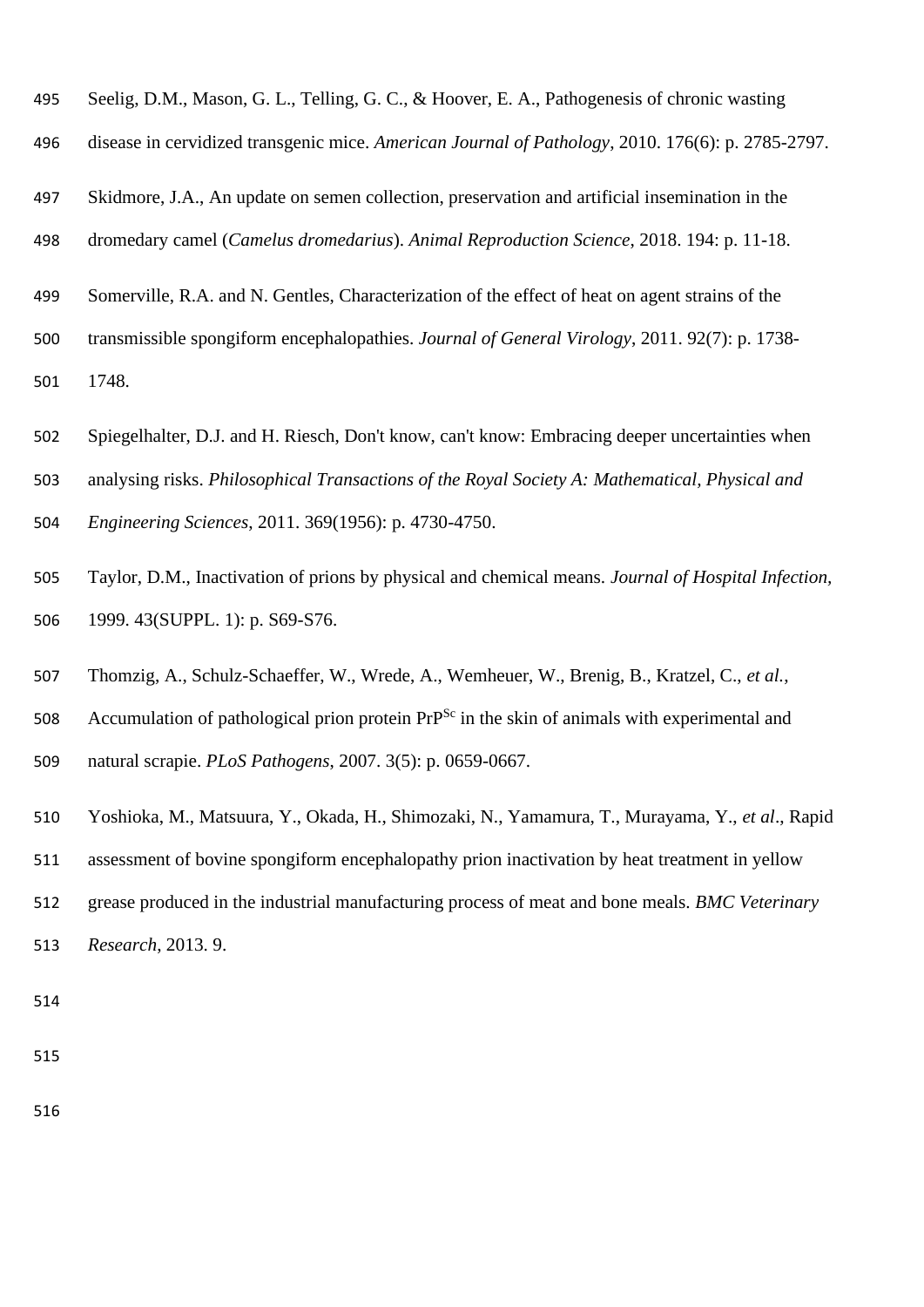Seelig, D.M., Mason, G. L., Telling, G. C., & Hoover, E. A., Pathogenesis of chronic wasting disease in cervidized transgenic mice. *American Journal of Pathology*, 2010. 176(6): p. 2785-2797.

Skidmore, J.A., An update on semen collection, preservation and artificial insemination in the dromedary camel (*Camelus dromedarius*). *Animal Reproduction Science*, 2018. 194: p. 11-18.

Somerville, R.A. and N. Gentles, Characterization of the effect of heat on agent strains of the transmissible spongiform encephalopathies. *Journal of General Virology*, 2011. 92(7): p. 1738-1748.

Spiegelhalter, D.J. and H. Riesch, Don't know, can't know: Embracing deeper uncertainties when analysing risks. *Philosophical Transactions of the Royal Society A: Mathematical, Physical and Engineering Sciences*, 2011. 369(1956): p. 4730-4750.

Taylor, D.M., Inactivation of prions by physical and chemical means. *Journal of Hospital Infection,* 1999. 43(SUPPL. 1): p. S69-S76.

Thomzig, A., Schulz-Schaeffer, W., Wrede, A., Wemheuer, W., Brenig, B., Kratzel, C., *et al.*, Accumulation of pathological prion protein $PrP^{Sc}$ in the skin of animals with experimental and natural scrapie. *PLoS Pathogens*, 2007. 3(5): p. 0659-0667.

Yoshioka, M., Matsuura, Y., Okada, H., Shimozaki, N., Yamamura, T., Murayama, Y., *et al*., Rapid assessment of bovine spongiform encephalopathy prion inactivation by heat treatment in yellow grease produced in the industrial manufacturing process of meat and bone meals. *BMC Veterinary Research*, 2013. 9.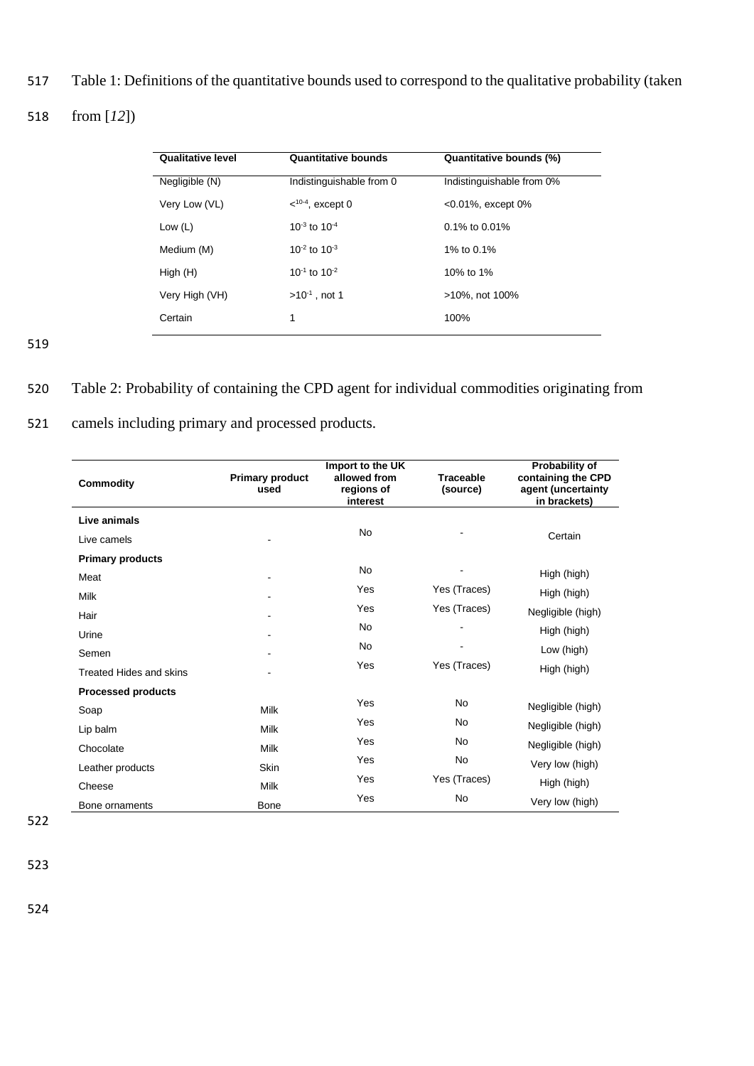Table 1: Definitions of the quantitative bounds used to correspond to the qualitative probability (taken from [*12*])

| Qualitative level | Quantitative bounds | Quantitative bounds (%) |
|---|---|---|
| Negligible (N) | Indistinguishable from 0 | Indistinguishable from 0% |
| Very Low (VL) | $<10^{-4}$, except 0 | <0.01%, except 0% |
| Low (L) | $10^{-3}$ to $10^{-4}$ | 0.1% to 0.01% |
| Medium (M) | $10^{-2}$ to $10^{-3}$ | 1% to 0.1% |
| High (H) | $10^{-1}$ to $10^{-2}$ | 10% to 1% |
| Very High (VH) | $>10^{-1}$ , not 1 | >10%, not 100% |
| Certain | 1 | 100% |

Table 2: Probability of containing the CPD agent for individual commodities originating from camels including primary and processed products.

| Commodity | Primary product used | Import to the UK allowed from regions of interest | Traceable (source) | Probability of containing the CPD agent (uncertainty in brackets) |
|---|---|---|---|---|
| **Live animals** | | | | |
| Live camels | - | No | - | Certain |
| **Primary products** | | | | |
| Meat | - | No | - | High (high) |
| Milk | - | Yes | Yes (Traces) | High (high) |
| Hair | - | Yes | Yes (Traces) | Negligible (high) |
| Urine | - | No | - | High (high) |
| Semen | - | No | - | Low (high) |
| Treated Hides and skins | - | Yes | Yes (Traces) | High (high) |
| **Processed products** | | | | |
| Soap | Milk | Yes | No | Negligible (high) |
| Lip balm | Milk | Yes | No | Negligible (high) |
| Chocolate | Milk | Yes | No | Negligible (high) |
| Leather products | Skin | Yes | No | Very low (high) |
| Cheese | Milk | Yes | Yes (Traces) | High (high) |
| Bone ornaments | Bone | Yes | No | Very low (high) |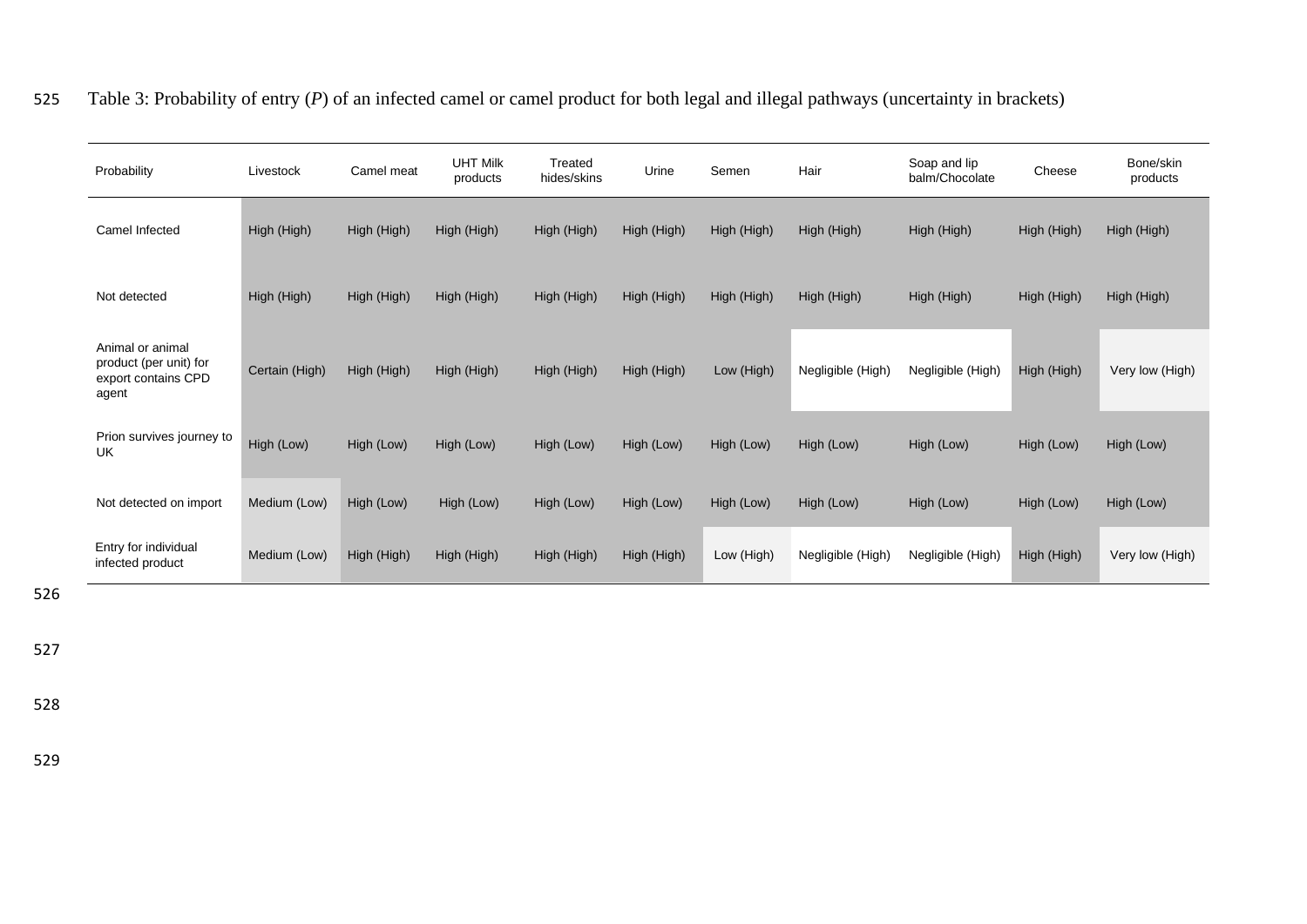Table 3: Probability of entry (*P*) of an infected camel or camel product for both legal and illegal pathways (uncertainty in brackets)

| Probability | Livestock | Camel meat | UHT Milk products | Treated hides/skins | Urine | Semen | Hair | Soap and lip balm/Chocolate | Cheese | Bone/skin products |
|---|---|---|---|---|---|---|---|---|---|---|
| Camel Infected | High (High) | High (High) | High (High) | High (High) | High (High) | High (High) | High (High) | High (High) | High (High) | High (High) |
| Not detected | High (High) | High (High) | High (High) | High (High) | High (High) | High (High) | High (High) | High (High) | High (High) | High (High) |
| Animal or animal product (per unit) for export contains CPD agent | Certain (High) | High (High) | High (High) | High (High) | High (High) | Low (High) | Negligible (High) | Negligible (High) | High (High) | Very low (High) |
| Prion survives journey to UK | High (Low) | High (Low) | High (Low) | High (Low) | High (Low) | High (Low) | High (Low) | High (Low) | High (Low) | High (Low) |
| Not detected on import | Medium (Low) | High (Low) | High (Low) | High (Low) | High (Low) | High (Low) | High (Low) | High (Low) | High (Low) | High (Low) |
| Entry for individual infected product | Medium (Low) | High (High) | High (High) | High (High) | High (High) | Low (High) | Negligible (High) | Negligible (High) | High (High) | Very low (High) |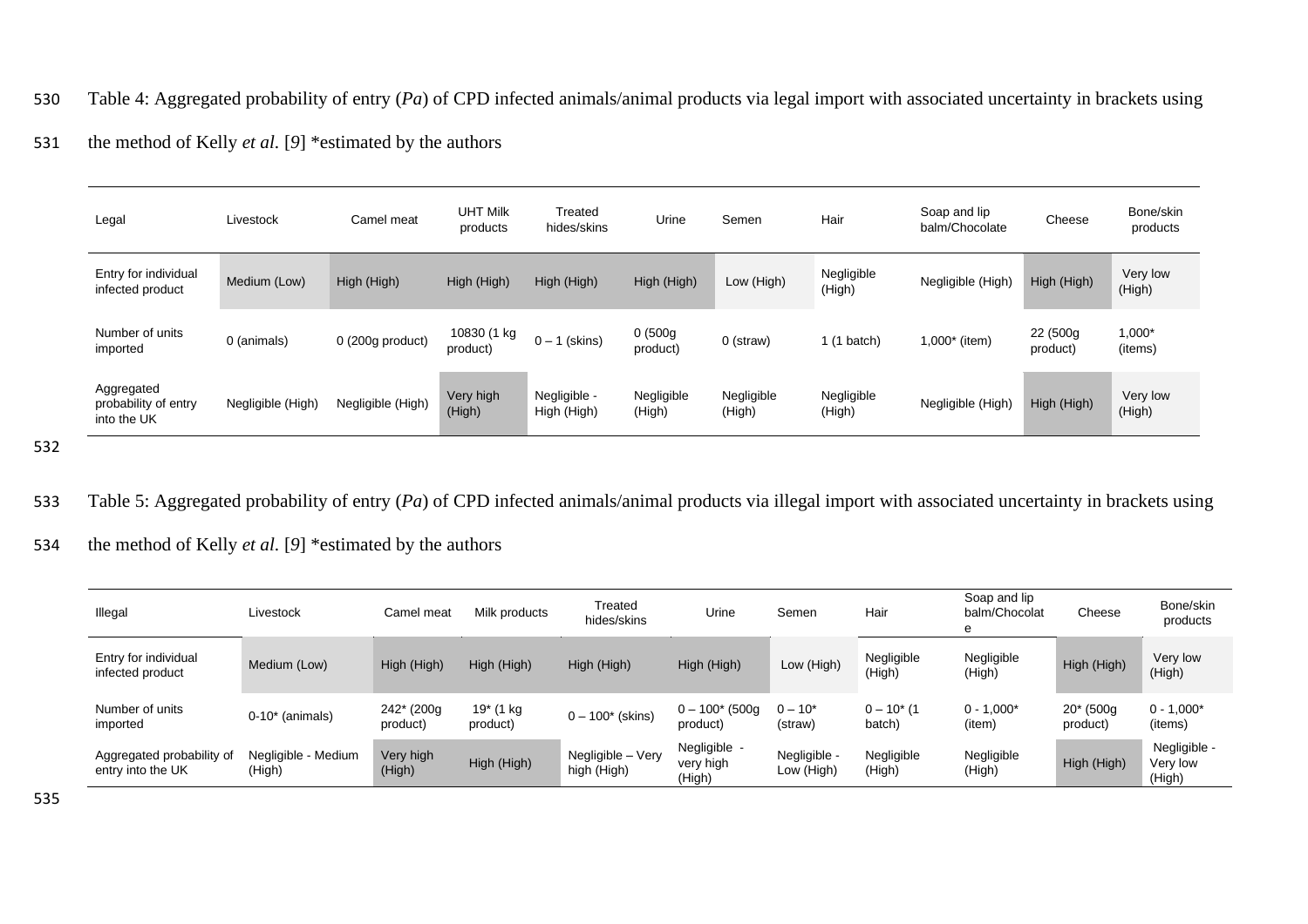Table 4: Aggregated probability of entry (*Pa*) of CPD infected animals/animal products via legal import with associated uncertainty in brackets using the method of Kelly *et al*. [9] *estimated by the authors

| Legal | Livestock | Camel meat | UHT Milk products | Treated hides/skins | Urine | Semen | Hair | Soap and lip balm/Chocolate | Cheese | Bone/skin products |
|---|---|---|---|---|---|---|---|---|---|---|
| Entry for individual infected product | Medium (Low) | High (High) | High (High) | High (High) | High (High) | Low (High) | Negligible (High) | Negligible (High) | High (High) | Very low (High) |
| Number of units imported | 0 (animals) | 0 (200g product) | 10830 (1 kg product) | 0 – 1 (skins) | 0 (500g product) | 0 (straw) | 1 (1 batch) | 1,000* (item) | 22 (500g product) | 1,000* (items) |
| Aggregated probability of entry into the UK | Negligible (High) | Negligible (High) | Very high (High) | Negligible - High (High) | Negligible (High) | Negligible (High) | Negligible (High) | Negligible (High) | High (High) | Very low (High) |

Table 5: Aggregated probability of entry (*Pa*) of CPD infected animals/animal products via illegal import with associated uncertainty in brackets using the method of Kelly *et al*. [9] *estimated by the authors

| Illegal | Livestock | Camel meat | Milk products | Treated hides/skins | Urine | Semen | Hair | Soap and lip balm/Chocolate | Cheese | Bone/skin products |
|---|---|---|---|---|---|---|---|---|---|---|
| Entry for individual infected product | Medium (Low) | High (High) | High (High) | High (High) | High (High) | Low (High) | Negligible (High) | Negligible (High) | High (High) | Very low (High) |
| Number of units imported | 0-10* (animals) | 242* (200g product) | 19* (1 kg product) | 0 – 100* (skins) | 0 – 100* (500g product) | 0 – 10* (straw) | 0 – 10* (1 batch) | 0 - 1,000* (item) | 20* (500g product) | 0 - 1,000* (items) |
| Aggregated probability of entry into the UK | Negligible - Medium (High) | Very high (High) | High (High) | Negligible – Very high (High) | Negligible - very high (High) | Negligible - Low (High) | Negligible (High) | Negligible (High) | High (High) | Negligible - Very low (High) |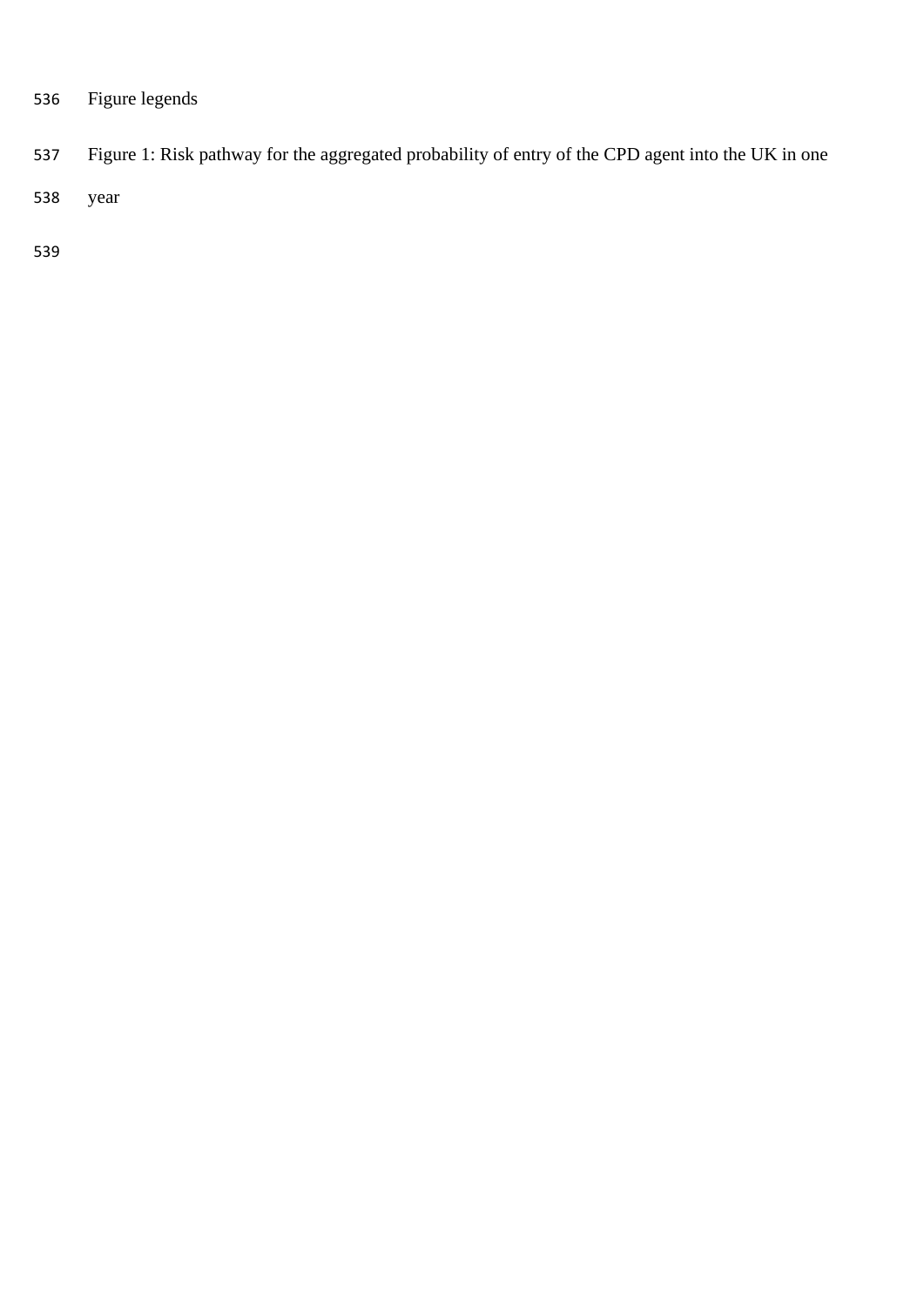Figure legends

Figure 1: Risk pathway for the aggregated probability of entry of the CPD agent into the UK in one year